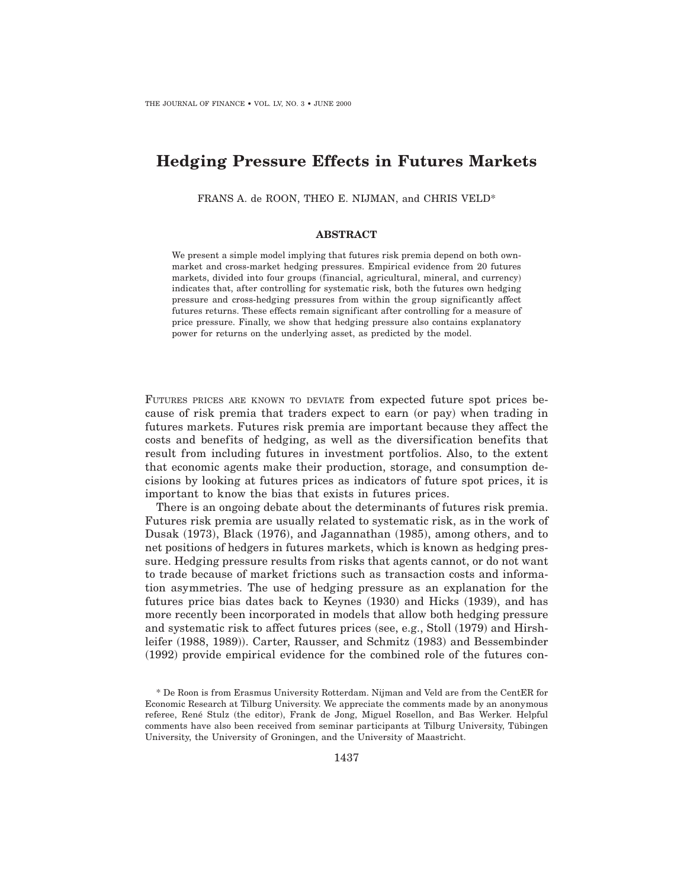# Hedging Pressure Effects in Futures Markets

FRANS A. de ROON, THEO E. NIJMAN, and CHRIS VELD*

## ABSTRACT

We present a simple model implying that futures risk premia depend on both own-market and cross-market hedging pressures. Empirical evidence from 20 futures markets, divided into four groups (financial, agricultural, mineral, and currency) indicates that, after controlling for systematic risk, both the futures own hedging pressure and cross-hedging pressures from within the group significantly affect futures returns. These effects remain significant after controlling for a measure of price pressure. Finally, we show that hedging pressure also contains explanatory power for returns on the underlying asset, as predicted by the model.

FUTURES PRICES ARE KNOWN TO DEVIATE from expected future spot prices because of risk premia that traders expect to earn (or pay) when trading in futures markets. Futures risk premia are important because they affect the costs and benefits of hedging, as well as the diversification benefits that result from including futures in investment portfolios. Also, to the extent that economic agents make their production, storage, and consumption decisions by looking at futures prices as indicators of future spot prices, it is important to know the bias that exists in futures prices.

There is an ongoing debate about the determinants of futures risk premia. Futures risk premia are usually related to systematic risk, as in the work of Dusak (1973), Black (1976), and Jagannathan (1985), among others, and to net positions of hedgers in futures markets, which is known as hedging pressure. Hedging pressure results from risks that agents cannot, or do not want to trade because of market frictions such as transaction costs and information asymmetries. The use of hedging pressure as an explanation for the futures price bias dates back to Keynes (1930) and Hicks (1939), and has more recently been incorporated in models that allow both hedging pressure and systematic risk to affect futures prices (see, e.g., Stoll (1979) and Hirshleifer (1988, 1989)). Carter, Rausser, and Schmitz (1983) and Bessembinder (1992) provide empirical evidence for the combined role of the futures con-

\* De Roon is from Erasmus University Rotterdam. Nijman and Veld are from the CentER for Economic Research at Tilburg University. We appreciate the comments made by an anonymous referee, René Stulz (the editor), Frank de Jong, Miguel Rosellon, and Bas Werker. Helpful comments have also been received from seminar participants at Tilburg University, Tübingen University, the University of Groningen, and the University of Maastricht.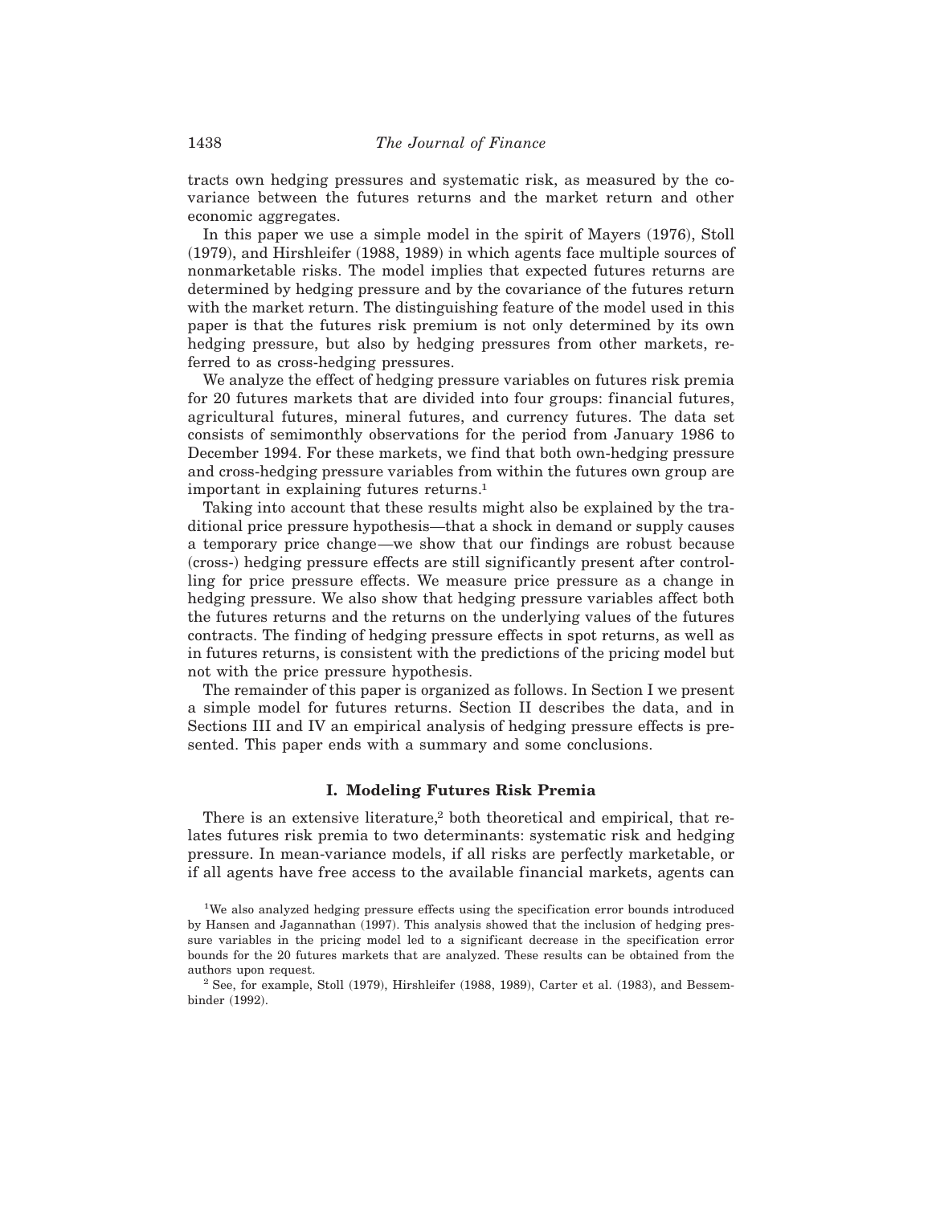tracts own hedging pressures and systematic risk, as measured by the covariance between the futures returns and the market return and other economic aggregates.

In this paper we use a simple model in the spirit of Mayers (1976), Stoll (1979), and Hirshleifer (1988, 1989) in which agents face multiple sources of nonmarketable risks. The model implies that expected futures returns are determined by hedging pressure and by the covariance of the futures return with the market return. The distinguishing feature of the model used in this paper is that the futures risk premium is not only determined by its own hedging pressure, but also by hedging pressures from other markets, referred to as cross-hedging pressures.

We analyze the effect of hedging pressure variables on futures risk premia for 20 futures markets that are divided into four groups: financial futures, agricultural futures, mineral futures, and currency futures. The data set consists of semimonthly observations for the period from January 1986 to December 1994. For these markets, we find that both own-hedging pressure and cross-hedging pressure variables from within the futures own group are important in explaining futures returns.[1]

Taking into account that these results might also be explained by the traditional price pressure hypothesis—that a shock in demand or supply causes a temporary price change—we show that our findings are robust because (cross-) hedging pressure effects are still significantly present after controlling for price pressure effects. We measure price pressure as a change in hedging pressure. We also show that hedging pressure variables affect both the futures returns and the returns on the underlying values of the futures contracts. The finding of hedging pressure effects in spot returns, as well as in futures returns, is consistent with the predictions of the pricing model but not with the price pressure hypothesis.

The remainder of this paper is organized as follows. In Section I we present a simple model for futures returns. Section II describes the data, and in Sections III and IV an empirical analysis of hedging pressure effects is presented. This paper ends with a summary and some conclusions.

## I. Modeling Futures Risk Premia

There is an extensive literature,[2] both theoretical and empirical, that relates futures risk premia to two determinants: systematic risk and hedging pressure. In mean-variance models, if all risks are perfectly marketable, or if all agents have free access to the available financial markets, agents can

---

[1] We also analyzed hedging pressure effects using the specification error bounds introduced by Hansen and Jagannathan (1997). This analysis showed that the inclusion of hedging pressure variables in the pricing model led to a significant decrease in the specification error bounds for the 20 futures markets that are analyzed. These results can be obtained from the authors upon request.

[2] See, for example, Stoll (1979), Hirshleifer (1988, 1989), Carter et al. (1983), and Bessembinder (1992).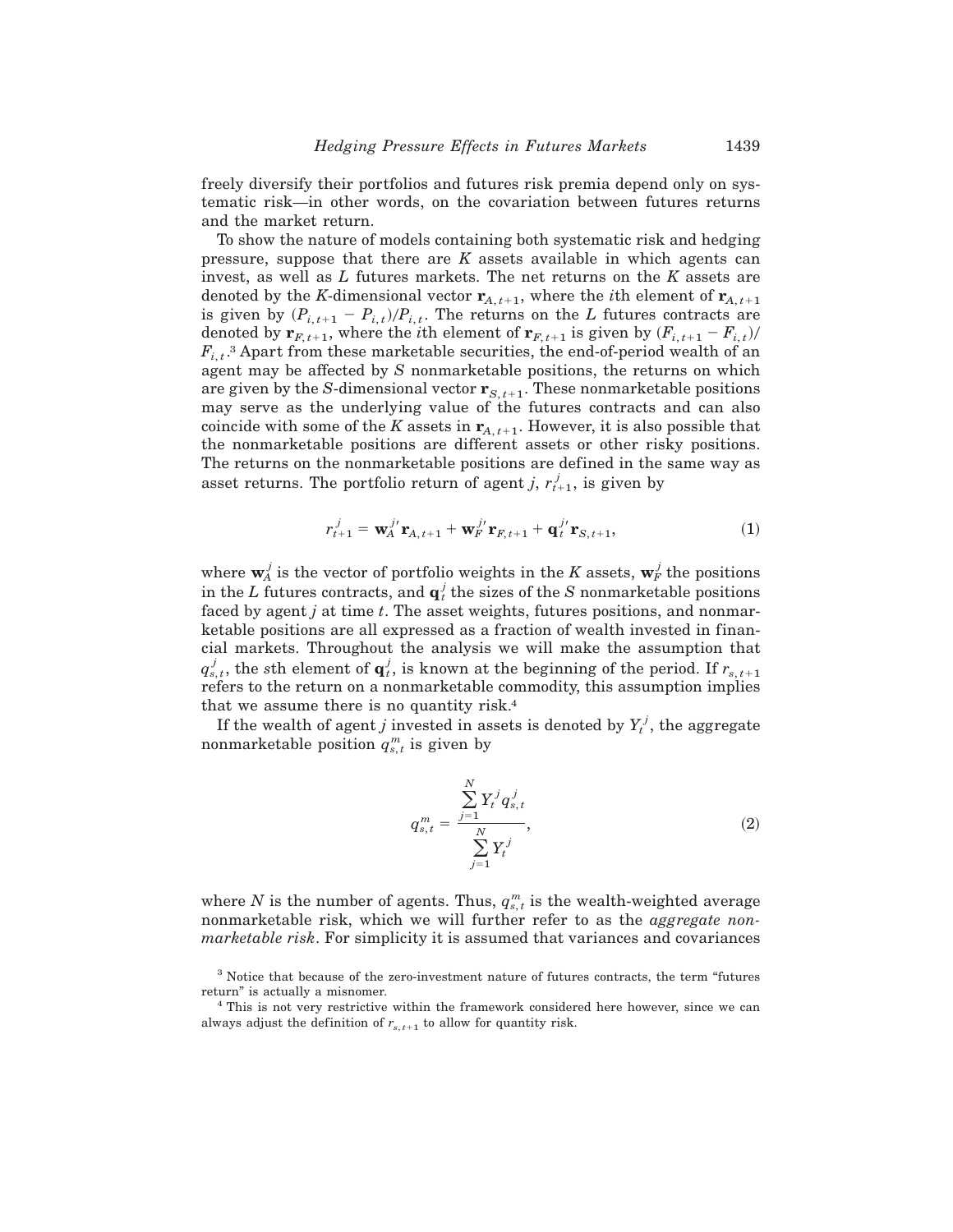freely diversify their portfolios and futures risk premia depend only on systematic risk—in other words, on the covariation between futures returns and the market return.

To show the nature of models containing both systematic risk and hedging pressure, suppose that there are $K$ assets available in which agents can invest, as well as $L$ futures markets. The net returns on the $K$ assets are denoted by the $K$-dimensional vector $\mathbf{r}_{A,t+1}$, where the $i$th element of $\mathbf{r}_{A,t+1}$ is given by $(P_{i,t+1} - P_{i,t})/P_{i,t}$. The returns on the $L$ futures contracts are denoted by $\mathbf{r}_{F,t+1}$, where the $i$th element of $\mathbf{r}_{F,t+1}$ is given by $(F_{i,t+1} - F_{i,t})/F_{i,t}$.[3] Apart from these marketable securities, the end-of-period wealth of an agent may be affected by $S$ nonmarketable positions, the returns on which are given by the $S$-dimensional vector $\mathbf{r}_{S,t+1}$. These nonmarketable positions may serve as the underlying value of the futures contracts and can also coincide with some of the $K$ assets in $\mathbf{r}_{A,t+1}$. However, it is also possible that the nonmarketable positions are different assets or other risky positions. The returns on the nonmarketable positions are defined in the same way as asset returns. The portfolio return of agent $j$, $r_{t+1}^j$, is given by

$$r_{t+1}^j = \mathbf{w}_A^{j\prime}\mathbf{r}_{A,t+1} + \mathbf{w}_F^{j\prime}\mathbf{r}_{F,t+1} + \mathbf{q}_t^{j\prime}\mathbf{r}_{S,t+1}, \tag{1}$$

where $\mathbf{w}_A^j$ is the vector of portfolio weights in the $K$ assets, $\mathbf{w}_F^j$ the positions in the $L$ futures contracts, and $\mathbf{q}_t^j$ the sizes of the $S$ nonmarketable positions faced by agent $j$ at time $t$. The asset weights, futures positions, and nonmarketable positions are all expressed as a fraction of wealth invested in financial markets. Throughout the analysis we will make the assumption that $q_{s,t}^j$, the $s$th element of $\mathbf{q}_t^j$, is known at the beginning of the period. If $r_{s,t+1}$ refers to the return on a nonmarketable commodity, this assumption implies that we assume there is no quantity risk.[4]

If the wealth of agent $j$ invested in assets is denoted by $Y_t^j$, the aggregate nonmarketable position $q_{s,t}^m$ is given by

$$q_{s,t}^m = \frac{\sum_{j=1}^{N} Y_t^j q_{s,t}^j}{\sum_{j=1}^{N} Y_t^j}, \tag{2}$$

where $N$ is the number of agents. Thus, $q_{s,t}^m$ is the wealth-weighted average nonmarketable risk, which we will further refer to as the *aggregate nonmarketable risk*. For simplicity it is assumed that variances and covariances

[3] Notice that because of the zero-investment nature of futures contracts, the term "futures return" is actually a misnomer.

[4] This is not very restrictive within the framework considered here however, since we can always adjust the definition of $r_{s,t+1}$ to allow for quantity risk.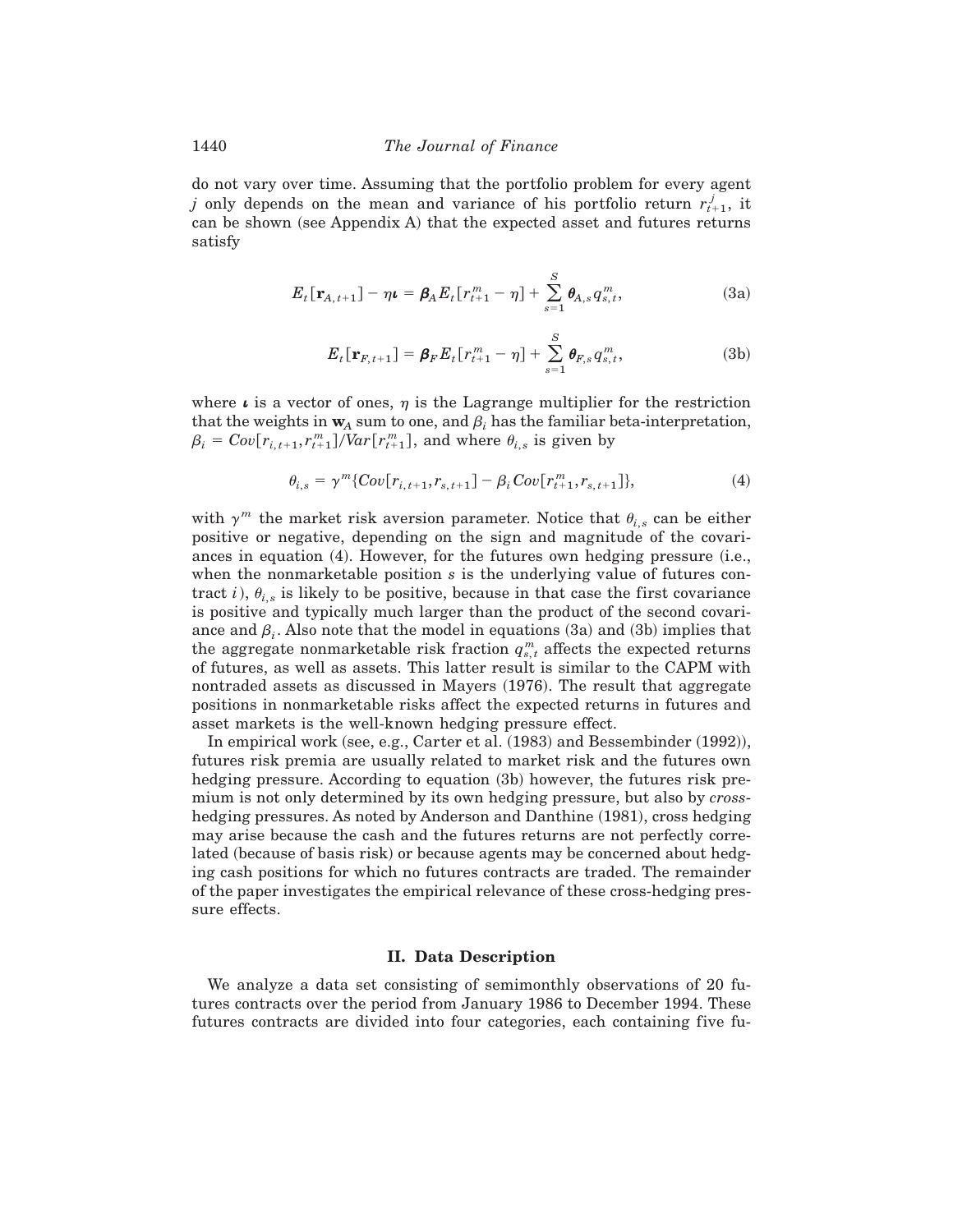do not vary over time. Assuming that the portfolio problem for every agent $j$ only depends on the mean and variance of his portfolio return $r^j_{t+1}$, it can be shown (see Appendix A) that the expected asset and futures returns satisfy

$$E_t[\mathbf{r}_{A,t+1}] - \eta\boldsymbol{\iota} = \boldsymbol{\beta}_A E_t[r^m_{t+1} - \eta] + \sum_{s=1}^{S} \boldsymbol{\theta}_{A,s} q^m_{s,t}, \tag{3a}$$

$$E_t[\mathbf{r}_{F,t+1}] = \boldsymbol{\beta}_F E_t[r^m_{t+1} - \eta] + \sum_{s=1}^{S} \boldsymbol{\theta}_{F,s} q^m_{s,t}, \tag{3b}$$

where $\boldsymbol{\iota}$ is a vector of ones, $\eta$ is the Lagrange multiplier for the restriction that the weights in $\mathbf{w}_A$ sum to one, and $\beta_i$ has the familiar beta-interpretation, $\beta_i = Cov[r_{i,t+1}, r^m_{t+1}]/Var[r^m_{t+1}]$, and where $\theta_{i,s}$ is given by

$$\theta_{i,s} = \gamma^m \{Cov[r_{i,t+1}, r_{s,t+1}] - \beta_i Cov[r^m_{t+1}, r_{s,t+1}]\}, \tag{4}$$

with $\gamma^m$ the market risk aversion parameter. Notice that $\theta_{i,s}$ can be either positive or negative, depending on the sign and magnitude of the covariances in equation (4). However, for the futures own hedging pressure (i.e., when the nonmarketable position $s$ is the underlying value of futures contract $i$), $\theta_{i,s}$ is likely to be positive, because in that case the first covariance is positive and typically much larger than the product of the second covariance and $\beta_i$. Also note that the model in equations (3a) and (3b) implies that the aggregate nonmarketable risk fraction $q^m_{s,t}$ affects the expected returns of futures, as well as assets. This latter result is similar to the CAPM with nontraded assets as discussed in Mayers (1976). The result that aggregate positions in nonmarketable risks affect the expected returns in futures and asset markets is the well-known hedging pressure effect.

In empirical work (see, e.g., Carter et al. (1983) and Bessembinder (1992)), futures risk premia are usually related to market risk and the futures own hedging pressure. According to equation (3b) however, the futures risk premium is not only determined by its own hedging pressure, but also by *cross*-hedging pressures. As noted by Anderson and Danthine (1981), cross hedging may arise because the cash and the futures returns are not perfectly correlated (because of basis risk) or because agents may be concerned about hedging cash positions for which no futures contracts are traded. The remainder of the paper investigates the empirical relevance of these cross-hedging pressure effects.

## II. Data Description

We analyze a data set consisting of semimonthly observations of 20 futures contracts over the period from January 1986 to December 1994. These futures contracts are divided into four categories, each containing five fu-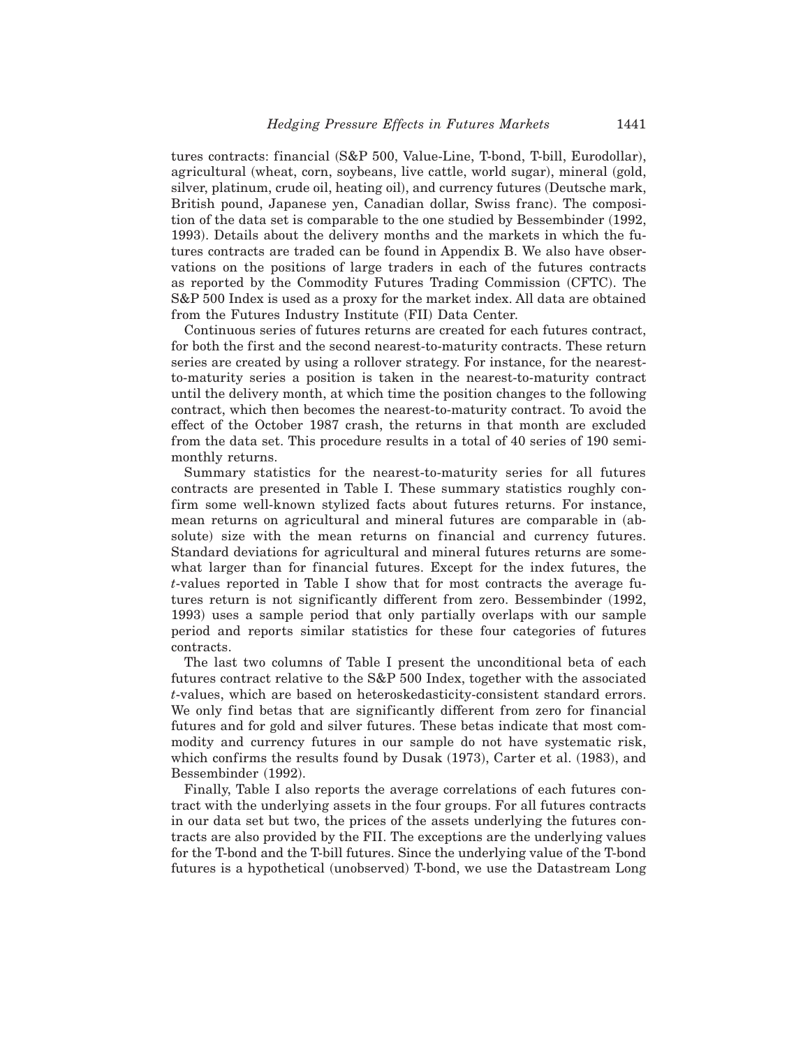tures contracts: financial (S&P 500, Value-Line, T-bond, T-bill, Eurodollar), agricultural (wheat, corn, soybeans, live cattle, world sugar), mineral (gold, silver, platinum, crude oil, heating oil), and currency futures (Deutsche mark, British pound, Japanese yen, Canadian dollar, Swiss franc). The composition of the data set is comparable to the one studied by Bessembinder (1992, 1993). Details about the delivery months and the markets in which the futures contracts are traded can be found in Appendix B. We also have observations on the positions of large traders in each of the futures contracts as reported by the Commodity Futures Trading Commission (CFTC). The S&P 500 Index is used as a proxy for the market index. All data are obtained from the Futures Industry Institute (FII) Data Center.

Continuous series of futures returns are created for each futures contract, for both the first and the second nearest-to-maturity contracts. These return series are created by using a rollover strategy. For instance, for the nearest-to-maturity series a position is taken in the nearest-to-maturity contract until the delivery month, at which time the position changes to the following contract, which then becomes the nearest-to-maturity contract. To avoid the effect of the October 1987 crash, the returns in that month are excluded from the data set. This procedure results in a total of 40 series of 190 semimonthly returns.

Summary statistics for the nearest-to-maturity series for all futures contracts are presented in Table I. These summary statistics roughly confirm some well-known stylized facts about futures returns. For instance, mean returns on agricultural and mineral futures are comparable in (absolute) size with the mean returns on financial and currency futures. Standard deviations for agricultural and mineral futures returns are somewhat larger than for financial futures. Except for the index futures, the $t$-values reported in Table I show that for most contracts the average futures return is not significantly different from zero. Bessembinder (1992, 1993) uses a sample period that only partially overlaps with our sample period and reports similar statistics for these four categories of futures contracts.

The last two columns of Table I present the unconditional beta of each futures contract relative to the S&P 500 Index, together with the associated $t$-values, which are based on heteroskedasticity-consistent standard errors. We only find betas that are significantly different from zero for financial futures and for gold and silver futures. These betas indicate that most commodity and currency futures in our sample do not have systematic risk, which confirms the results found by Dusak (1973), Carter et al. (1983), and Bessembinder (1992).

Finally, Table I also reports the average correlations of each futures contract with the underlying assets in the four groups. For all futures contracts in our data set but two, the prices of the assets underlying the futures contracts are also provided by the FII. The exceptions are the underlying values for the T-bond and the T-bill futures. Since the underlying value of the T-bond futures is a hypothetical (unobserved) T-bond, we use the Datastream Long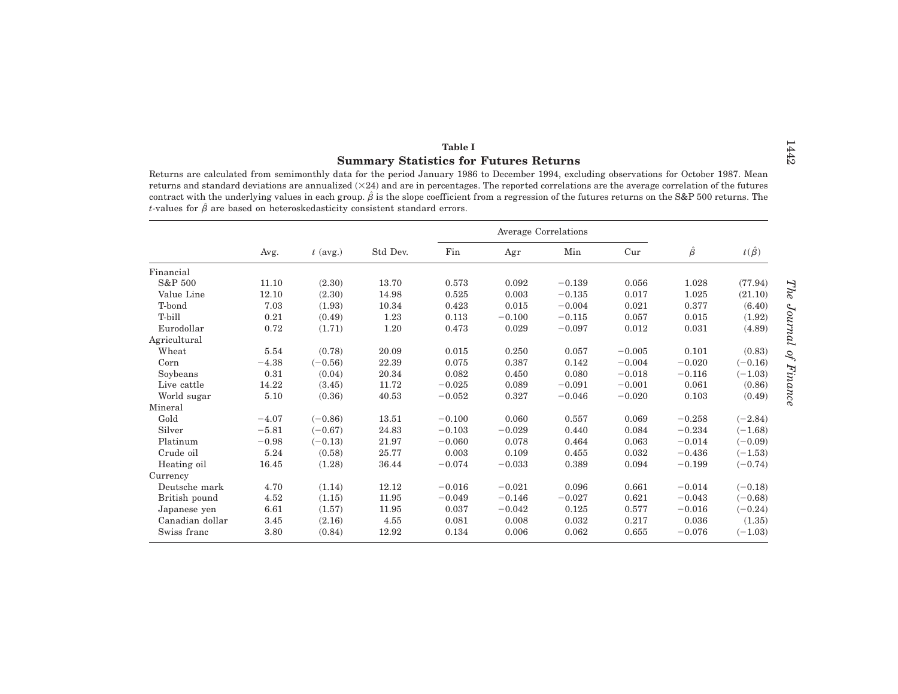**Table I**

**Summary Statistics for Futures Returns**

Returns are calculated from semimonthly data for the period January 1986 to December 1994, excluding observations for October 1987. Mean returns and standard deviations are annualized (×24) and are in percentages. The reported correlations are the average correlation of the futures contract with the underlying values in each group. $\hat{\beta}$ is the slope coefficient from a regression of the futures returns on the S&P 500 returns. The $t$-values for $\hat{\beta}$ are based on heteroskedasticity consistent standard errors.

| | Avg. | $t$ (avg.) | Std Dev. | Average Correlations | | | | $\hat{\beta}$ | $t(\hat{\beta})$ |
|---|---|---|---|---|---|---|---|---|---|
| | | | | Fin | Agr | Min | Cur | | |
| Financial | | | | | | | | | |
| S&P 500 | 11.10 | (2.30) | 13.70 | 0.573 | 0.092 | −0.139 | 0.056 | 1.028 | (77.94) |
| Value Line | 12.10 | (2.30) | 14.98 | 0.525 | 0.003 | −0.135 | 0.017 | 1.025 | (21.10) |
| T-bond | 7.03 | (1.93) | 10.34 | 0.423 | 0.015 | −0.004 | 0.021 | 0.377 | (6.40) |
| T-bill | 0.21 | (0.49) | 1.23 | 0.113 | −0.100 | −0.115 | 0.057 | 0.015 | (1.92) |
| Eurodollar | 0.72 | (1.71) | 1.20 | 0.473 | 0.029 | −0.097 | 0.012 | 0.031 | (4.89) |
| Agricultural | | | | | | | | | |
| Wheat | 5.54 | (0.78) | 20.09 | 0.015 | 0.250 | 0.057 | −0.005 | 0.101 | (0.83) |
| Corn | −4.38 | (−0.56) | 22.39 | 0.075 | 0.387 | 0.142 | −0.004 | −0.020 | (−0.16) |
| Soybeans | 0.31 | (0.04) | 20.34 | 0.082 | 0.450 | 0.080 | −0.018 | −0.116 | (−1.03) |
| Live cattle | 14.22 | (3.45) | 11.72 | −0.025 | 0.089 | −0.091 | −0.001 | 0.061 | (0.86) |
| World sugar | 5.10 | (0.36) | 40.53 | −0.052 | 0.327 | −0.046 | −0.020 | 0.103 | (0.49) |
| Mineral | | | | | | | | | |
| Gold | −4.07 | (−0.86) | 13.51 | −0.100 | 0.060 | 0.557 | 0.069 | −0.258 | (−2.84) |
| Silver | −5.81 | (−0.67) | 24.83 | −0.103 | −0.029 | 0.440 | 0.084 | −0.234 | (−1.68) |
| Platinum | −0.98 | (−0.13) | 21.97 | −0.060 | 0.078 | 0.464 | 0.063 | −0.014 | (−0.09) |
| Crude oil | 5.24 | (0.58) | 25.77 | 0.003 | 0.109 | 0.455 | 0.032 | −0.436 | (−1.53) |
| Heating oil | 16.45 | (1.28) | 36.44 | −0.074 | −0.033 | 0.389 | 0.094 | −0.199 | (−0.74) |
| Currency | | | | | | | | | |
| Deutsche mark | 4.70 | (1.14) | 12.12 | −0.016 | −0.021 | 0.096 | 0.661 | −0.014 | (−0.18) |
| British pound | 4.52 | (1.15) | 11.95 | −0.049 | −0.146 | −0.027 | 0.621 | −0.043 | (−0.68) |
| Japanese yen | 6.61 | (1.57) | 11.95 | 0.037 | −0.042 | 0.125 | 0.577 | −0.016 | (−0.24) |
| Canadian dollar | 3.45 | (2.16) | 4.55 | 0.081 | 0.008 | 0.032 | 0.217 | 0.036 | (1.35) |
| Swiss franc | 3.80 | (0.84) | 12.92 | 0.134 | 0.006 | 0.062 | 0.655 | −0.076 | (−1.03) |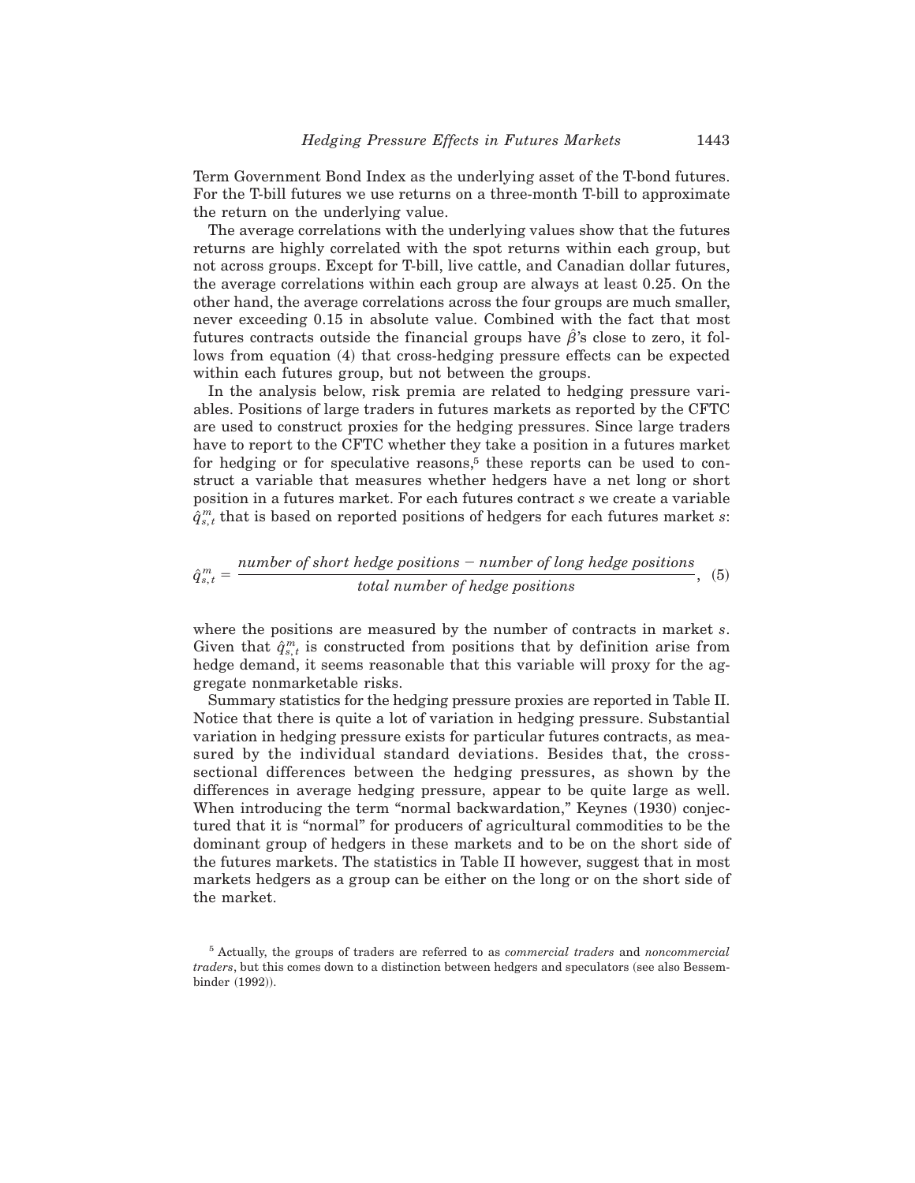Term Government Bond Index as the underlying asset of the T-bond futures. For the T-bill futures we use returns on a three-month T-bill to approximate the return on the underlying value.

The average correlations with the underlying values show that the futures returns are highly correlated with the spot returns within each group, but not across groups. Except for T-bill, live cattle, and Canadian dollar futures, the average correlations within each group are always at least 0.25. On the other hand, the average correlations across the four groups are much smaller, never exceeding 0.15 in absolute value. Combined with the fact that most futures contracts outside the financial groups have $\hat{\beta}$'s close to zero, it follows from equation (4) that cross-hedging pressure effects can be expected within each futures group, but not between the groups.

In the analysis below, risk premia are related to hedging pressure variables. Positions of large traders in futures markets as reported by the CFTC are used to construct proxies for the hedging pressures. Since large traders have to report to the CFTC whether they take a position in a futures market for hedging or for speculative reasons,[5] these reports can be used to construct a variable that measures whether hedgers have a net long or short position in a futures market. For each futures contract *s* we create a variable $\hat{q}^m_{s,t}$ that is based on reported positions of hedgers for each futures market *s*:

$$\hat{q}^m_{s,t} = \frac{\textit{number of short hedge positions} - \textit{number of long hedge positions}}{\textit{total number of hedge positions}}, \quad (5)$$

where the positions are measured by the number of contracts in market *s*. Given that $\hat{q}^m_{s,t}$ is constructed from positions that by definition arise from hedge demand, it seems reasonable that this variable will proxy for the aggregate nonmarketable risks.

Summary statistics for the hedging pressure proxies are reported in Table II. Notice that there is quite a lot of variation in hedging pressure. Substantial variation in hedging pressure exists for particular futures contracts, as measured by the individual standard deviations. Besides that, the cross-sectional differences between the hedging pressures, as shown by the differences in average hedging pressure, appear to be quite large as well. When introducing the term "normal backwardation," Keynes (1930) conjectured that it is "normal" for producers of agricultural commodities to be the dominant group of hedgers in these markets and to be on the short side of the futures markets. The statistics in Table II however, suggest that in most markets hedgers as a group can be either on the long or on the short side of the market.

[5] Actually, the groups of traders are referred to as *commercial traders* and *noncommercial traders*, but this comes down to a distinction between hedgers and speculators (see also Bessembinder (1992)).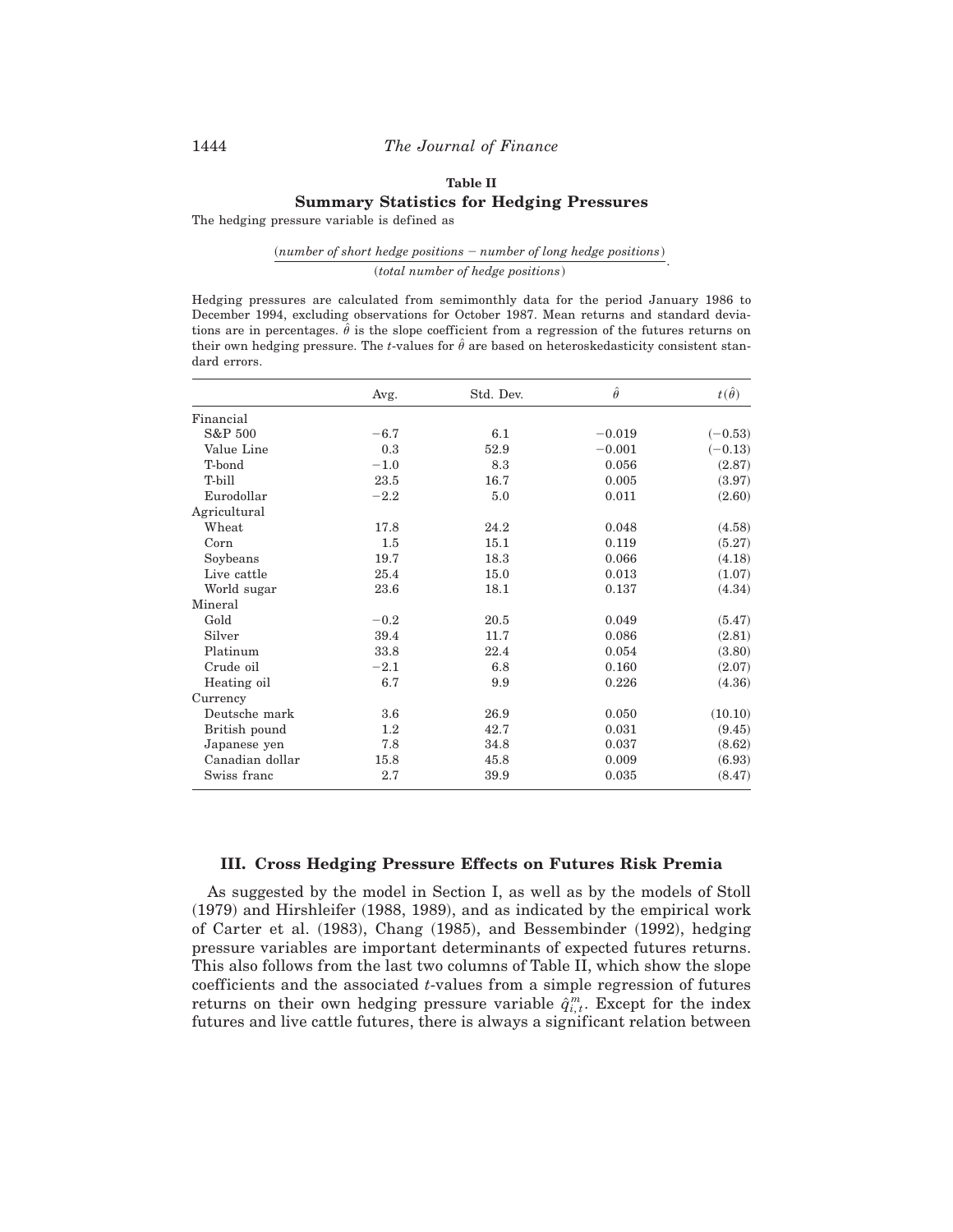**Table II**
**Summary Statistics for Hedging Pressures**

The hedging pressure variable is defined as

$$\frac{(\textit{number of short hedge positions} - \textit{number of long hedge positions})}{(\textit{total number of hedge positions})}.$$

Hedging pressures are calculated from semimonthly data for the period January 1986 to December 1994, excluding observations for October 1987. Mean returns and standard deviations are in percentages. $\hat{\theta}$ is the slope coefficient from a regression of the futures returns on their own hedging pressure. The *t*-values for $\hat{\theta}$ are based on heteroskedasticity consistent standard errors.

| | Avg. | Std. Dev. | $\hat{\theta}$ | $t(\hat{\theta})$ |
|---|---|---|---|---|
| Financial | | | | |
| S&P 500 | −6.7 | 6.1 | −0.019 | (−0.53) |
| Value Line | 0.3 | 52.9 | −0.001 | (−0.13) |
| T-bond | −1.0 | 8.3 | 0.056 | (2.87) |
| T-bill | 23.5 | 16.7 | 0.005 | (3.97) |
| Eurodollar | −2.2 | 5.0 | 0.011 | (2.60) |
| Agricultural | | | | |
| Wheat | 17.8 | 24.2 | 0.048 | (4.58) |
| Corn | 1.5 | 15.1 | 0.119 | (5.27) |
| Soybeans | 19.7 | 18.3 | 0.066 | (4.18) |
| Live cattle | 25.4 | 15.0 | 0.013 | (1.07) |
| World sugar | 23.6 | 18.1 | 0.137 | (4.34) |
| Mineral | | | | |
| Gold | −0.2 | 20.5 | 0.049 | (5.47) |
| Silver | 39.4 | 11.7 | 0.086 | (2.81) |
| Platinum | 33.8 | 22.4 | 0.054 | (3.80) |
| Crude oil | −2.1 | 6.8 | 0.160 | (2.07) |
| Heating oil | 6.7 | 9.9 | 0.226 | (4.36) |
| Currency | | | | |
| Deutsche mark | 3.6 | 26.9 | 0.050 | (10.10) |
| British pound | 1.2 | 42.7 | 0.031 | (9.45) |
| Japanese yen | 7.8 | 34.8 | 0.037 | (8.62) |
| Canadian dollar | 15.8 | 45.8 | 0.009 | (6.93) |
| Swiss franc | 2.7 | 39.9 | 0.035 | (8.47) |

## III. Cross Hedging Pressure Effects on Futures Risk Premia

As suggested by the model in Section I, as well as by the models of Stoll (1979) and Hirshleifer (1988, 1989), and as indicated by the empirical work of Carter et al. (1983), Chang (1985), and Bessembinder (1992), hedging pressure variables are important determinants of expected futures returns. This also follows from the last two columns of Table II, which show the slope coefficients and the associated *t*-values from a simple regression of futures returns on their own hedging pressure variable $\hat{q}^{m}_{i,t}$. Except for the index futures and live cattle futures, there is always a significant relation between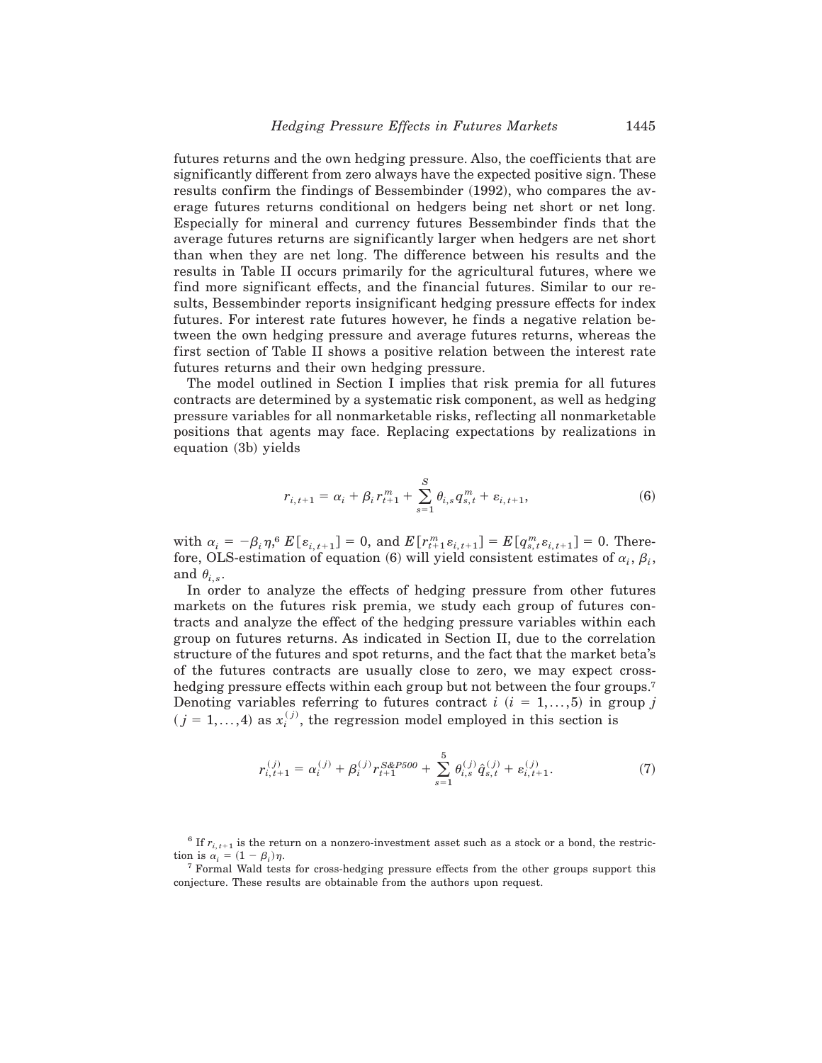futures returns and the own hedging pressure. Also, the coefficients that are significantly different from zero always have the expected positive sign. These results confirm the findings of Bessembinder (1992), who compares the average futures returns conditional on hedgers being net short or net long. Especially for mineral and currency futures Bessembinder finds that the average futures returns are significantly larger when hedgers are net short than when they are net long. The difference between his results and the results in Table II occurs primarily for the agricultural futures, where we find more significant effects, and the financial futures. Similar to our results, Bessembinder reports insignificant hedging pressure effects for index futures. For interest rate futures however, he finds a negative relation between the own hedging pressure and average futures returns, whereas the first section of Table II shows a positive relation between the interest rate futures returns and their own hedging pressure.

The model outlined in Section I implies that risk premia for all futures contracts are determined by a systematic risk component, as well as hedging pressure variables for all nonmarketable risks, reflecting all nonmarketable positions that agents may face. Replacing expectations by realizations in equation (3b) yields

$$r_{i,t+1} = \alpha_i + \beta_i r^m_{t+1} + \sum_{s=1}^{S} \theta_{i,s} q^m_{s,t} + \varepsilon_{i,t+1}, \tag{6}$$

with $\alpha_i = -\beta_i \eta$,[6] $E[\varepsilon_{i,t+1}] = 0$, and $E[r^m_{t+1}\varepsilon_{i,t+1}] = E[q^m_{s,t}\varepsilon_{i,t+1}] = 0$. Therefore, OLS-estimation of equation (6) will yield consistent estimates of $\alpha_i$, $\beta_i$, and $\theta_{i,s}$.

In order to analyze the effects of hedging pressure from other futures markets on the futures risk premia, we study each group of futures contracts and analyze the effect of the hedging pressure variables within each group on futures returns. As indicated in Section II, due to the correlation structure of the futures and spot returns, and the fact that the market beta's of the futures contracts are usually close to zero, we may expect cross-hedging pressure effects within each group but not between the four groups.[7] Denoting variables referring to futures contract $i$ ($i = 1,\ldots,5$) in group $j$ ($j = 1,\ldots,4$) as $x_i^{(j)}$, the regression model employed in this section is

$$r^{(j)}_{i,t+1} = \alpha^{(j)}_i + \beta^{(j)}_i r^{S\&P500}_{t+1} + \sum_{s=1}^{5} \theta^{(j)}_{i,s} \hat{q}^{(j)}_{s,t} + \varepsilon^{(j)}_{i,t+1}. \tag{7}$$

[6] If $r_{i,t+1}$ is the return on a nonzero-investment asset such as a stock or a bond, the restriction is $\alpha_i = (1 - \beta_i)\eta$.

[7] Formal Wald tests for cross-hedging pressure effects from the other groups support this conjecture. These results are obtainable from the authors upon request.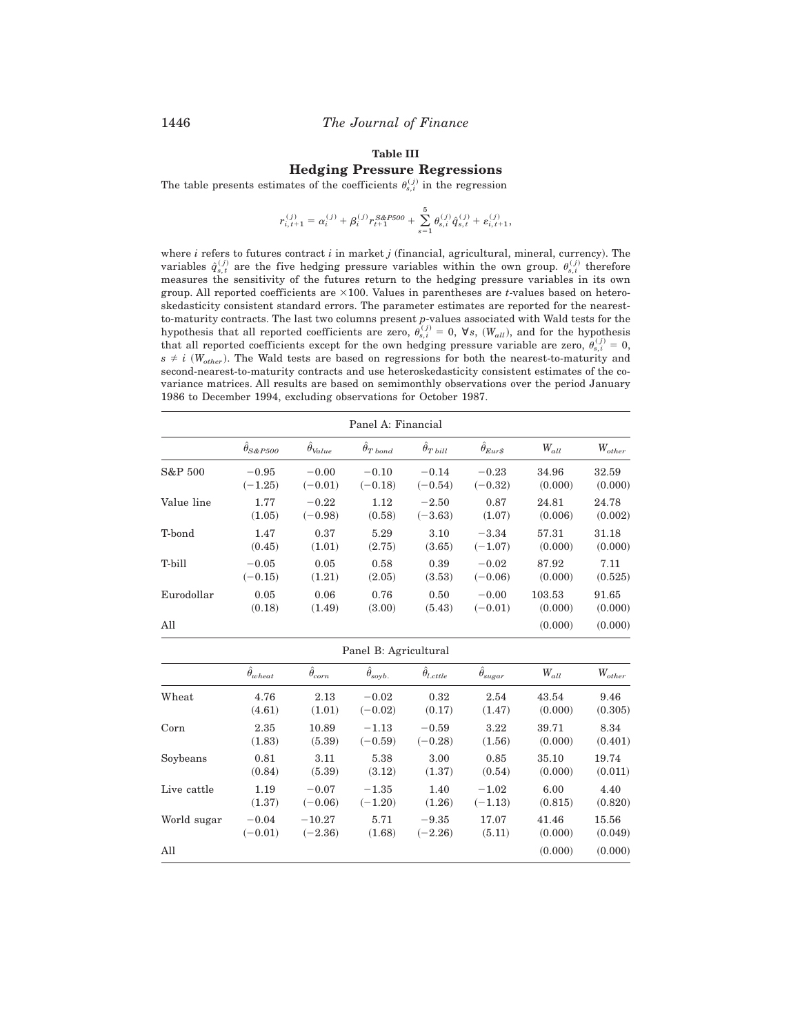**Table III**

**Hedging Pressure Regressions**

The table presents estimates of the coefficients $\theta_{s,i}^{(j)}$ in the regression

$$r_{i,t+1}^{(j)} = \alpha_i^{(j)} + \beta_i^{(j)} r_{t+1}^{S\&P500} + \sum_{s=1}^{5} \theta_{s,i}^{(j)} \hat{q}_{s,t}^{(j)} + \varepsilon_{i,t+1}^{(j)},$$

where $i$ refers to futures contract $i$ in market $j$ (financial, agricultural, mineral, currency). The variables $\hat{q}_{s,t}^{(j)}$ are the five hedging pressure variables within the own group. $\theta_{s,i}^{(j)}$ therefore measures the sensitivity of the futures return to the hedging pressure variables in its own group. All reported coefficients are $\times 100$. Values in parentheses are $t$-values based on heteroskedasticity consistent standard errors. The parameter estimates are reported for the nearest-to-maturity contracts. The last two columns present $p$-values associated with Wald tests for the hypothesis that all reported coefficients are zero, $\theta_{s,i}^{(j)} = 0$, $\forall s$, ($W_{all}$), and for the hypothesis that all reported coefficients except for the own hedging pressure variable are zero, $\theta_{s,i}^{(j)} = 0$, $s \neq i$ ($W_{other}$). The Wald tests are based on regressions for both the nearest-to-maturity and second-nearest-to-maturity contracts and use heteroskedasticity consistent estimates of the covariance matrices. All results are based on semimonthly observations over the period January 1986 to December 1994, excluding observations for October 1987.

| Panel A: Financial | | | | | | | |
|---|---|---|---|---|---|---|---|
| | $\hat{\theta}_{S\&P500}$ | $\hat{\theta}_{Value}$ | $\hat{\theta}_{T\,bond}$ | $\hat{\theta}_{T\,bill}$ | $\hat{\theta}_{Eur\$}$ | $W_{all}$ | $W_{other}$ |
| S&P 500 | −0.95 | −0.00 | −0.10 | −0.14 | −0.23 | 34.96 | 32.59 |
| | (−1.25) | (−0.01) | (−0.18) | (−0.54) | (−0.32) | (0.000) | (0.000) |
| Value line | 1.77 | −0.22 | 1.12 | −2.50 | 0.87 | 24.81 | 24.78 |
| | (1.05) | (−0.98) | (0.58) | (−3.63) | (1.07) | (0.006) | (0.002) |
| T-bond | 1.47 | 0.37 | 5.29 | 3.10 | −3.34 | 57.31 | 31.18 |
| | (0.45) | (1.01) | (2.75) | (3.65) | (−1.07) | (0.000) | (0.000) |
| T-bill | −0.05 | 0.05 | 0.58 | 0.39 | −0.02 | 87.92 | 7.11 |
| | (−0.15) | (1.21) | (2.05) | (3.53) | (−0.06) | (0.000) | (0.525) |
| Eurodollar | 0.05 | 0.06 | 0.76 | 0.50 | −0.00 | 103.53 | 91.65 |
| | (0.18) | (1.49) | (3.00) | (5.43) | (−0.01) | (0.000) | (0.000) |
| All | | | | | | (0.000) | (0.000) |

| Panel B: Agricultural | | | | | | | |
|---|---|---|---|---|---|---|---|
| | $\hat{\theta}_{wheat}$ | $\hat{\theta}_{corn}$ | $\hat{\theta}_{soyb.}$ | $\hat{\theta}_{l.cttle}$ | $\hat{\theta}_{sugar}$ | $W_{all}$ | $W_{other}$ |
| Wheat | 4.76 | 2.13 | −0.02 | 0.32 | 2.54 | 43.54 | 9.46 |
| | (4.61) | (1.01) | (−0.02) | (0.17) | (1.47) | (0.000) | (0.305) |
| Corn | 2.35 | 10.89 | −1.13 | −0.59 | 3.22 | 39.71 | 8.34 |
| | (1.83) | (5.39) | (−0.59) | (−0.28) | (1.56) | (0.000) | (0.401) |
| Soybeans | 0.81 | 3.11 | 5.38 | 3.00 | 0.85 | 35.10 | 19.74 |
| | (0.84) | (5.39) | (3.12) | (1.37) | (0.54) | (0.000) | (0.011) |
| Live cattle | 1.19 | −0.07 | −1.35 | 1.40 | −1.02 | 6.00 | 4.40 |
| | (1.37) | (−0.06) | (−1.20) | (1.26) | (−1.13) | (0.815) | (0.820) |
| World sugar | −0.04 | −10.27 | 5.71 | −9.35 | 17.07 | 41.46 | 15.56 |
| | (−0.01) | (−2.36) | (1.68) | (−2.26) | (5.11) | (0.000) | (0.049) |
| All | | | | | | (0.000) | (0.000) |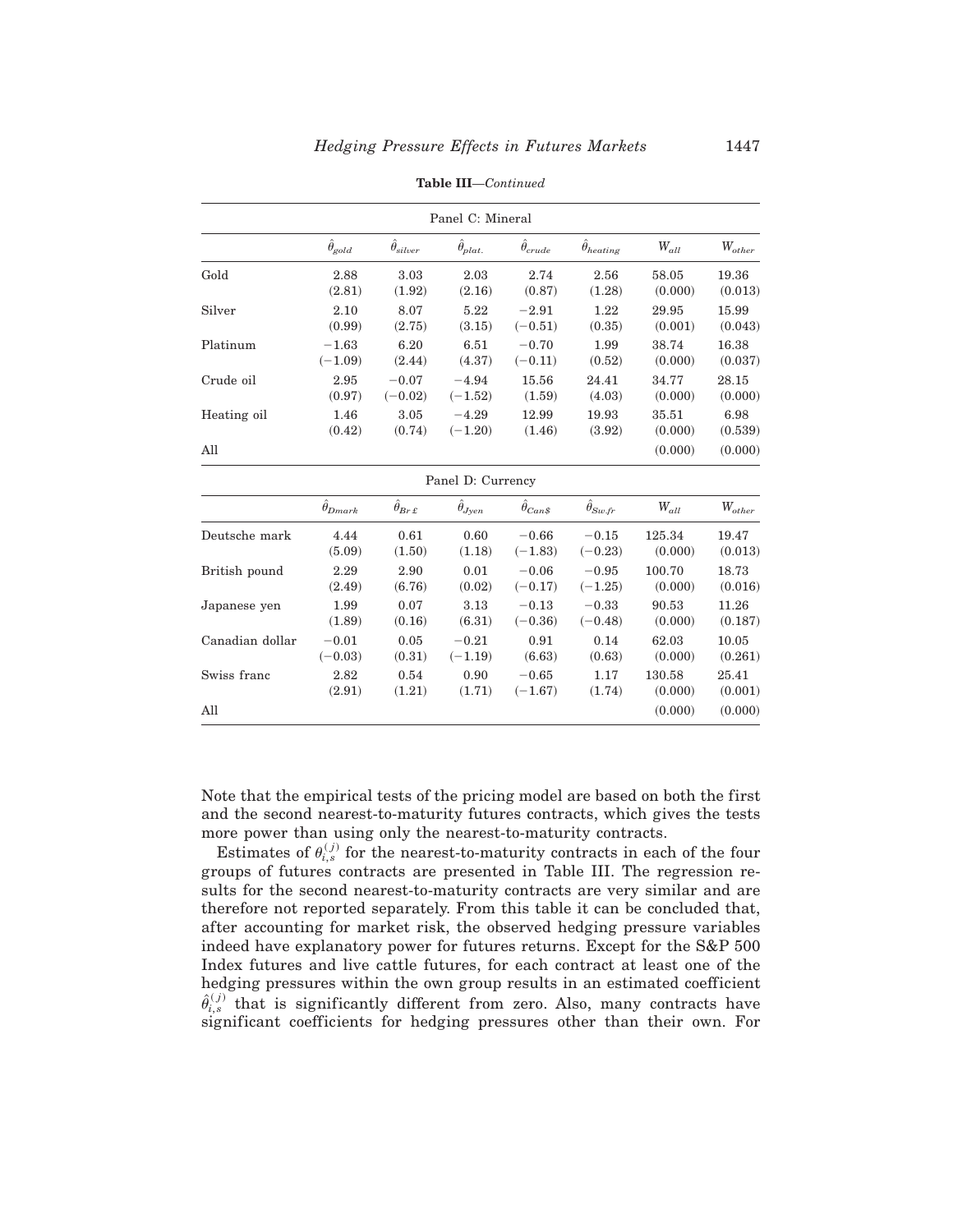**Table III**—*Continued*

| Panel C: Mineral | | | | | | | |
|---|---|---|---|---|---|---|---|
| | $\hat{\theta}_{gold}$ | $\hat{\theta}_{silver}$ | $\hat{\theta}_{plat.}$ | $\hat{\theta}_{crude}$ | $\hat{\theta}_{heating}$ | $W_{all}$ | $W_{other}$ |
| Gold | 2.88 | 3.03 | 2.03 | 2.74 | 2.56 | 58.05 | 19.36 |
| | (2.81) | (1.92) | (2.16) | (0.87) | (1.28) | (0.000) | (0.013) |
| Silver | 2.10 | 8.07 | 5.22 | −2.91 | 1.22 | 29.95 | 15.99 |
| | (0.99) | (2.75) | (3.15) | (−0.51) | (0.35) | (0.001) | (0.043) |
| Platinum | −1.63 | 6.20 | 6.51 | −0.70 | 1.99 | 38.74 | 16.38 |
| | (−1.09) | (2.44) | (4.37) | (−0.11) | (0.52) | (0.000) | (0.037) |
| Crude oil | 2.95 | −0.07 | −4.94 | 15.56 | 24.41 | 34.77 | 28.15 |
| | (0.97) | (−0.02) | (−1.52) | (1.59) | (4.03) | (0.000) | (0.000) |
| Heating oil | 1.46 | 3.05 | −4.29 | 12.99 | 19.93 | 35.51 | 6.98 |
| | (0.42) | (0.74) | (−1.20) | (1.46) | (3.92) | (0.000) | (0.539) |
| All | | | | | | (0.000) | (0.000) |

| Panel D: Currency | | | | | | | |
|---|---|---|---|---|---|---|---|
| | $\hat{\theta}_{Dmark}$ | $\hat{\theta}_{Br\pounds}$ | $\hat{\theta}_{Jyen}$ | $\hat{\theta}_{Can\$}$ | $\hat{\theta}_{Sw.fr}$ | $W_{all}$ | $W_{other}$ |
| Deutsche mark | 4.44 | 0.61 | 0.60 | −0.66 | −0.15 | 125.34 | 19.47 |
| | (5.09) | (1.50) | (1.18) | (−1.83) | (−0.23) | (0.000) | (0.013) |
| British pound | 2.29 | 2.90 | 0.01 | −0.06 | −0.95 | 100.70 | 18.73 |
| | (2.49) | (6.76) | (0.02) | (−0.17) | (−1.25) | (0.000) | (0.016) |
| Japanese yen | 1.99 | 0.07 | 3.13 | −0.13 | −0.33 | 90.53 | 11.26 |
| | (1.89) | (0.16) | (6.31) | (−0.36) | (−0.48) | (0.000) | (0.187) |
| Canadian dollar | −0.01 | 0.05 | −0.21 | 0.91 | 0.14 | 62.03 | 10.05 |
| | (−0.03) | (0.31) | (−1.19) | (6.63) | (0.63) | (0.000) | (0.261) |
| Swiss franc | 2.82 | 0.54 | 0.90 | −0.65 | 1.17 | 130.58 | 25.41 |
| | (2.91) | (1.21) | (1.71) | (−1.67) | (1.74) | (0.000) | (0.001) |
| All | | | | | | (0.000) | (0.000) |

Note that the empirical tests of the pricing model are based on both the first and the second nearest-to-maturity futures contracts, which gives the tests more power than using only the nearest-to-maturity contracts.

Estimates of $\theta_{i,s}^{(j)}$ for the nearest-to-maturity contracts in each of the four groups of futures contracts are presented in Table III. The regression results for the second nearest-to-maturity contracts are very similar and are therefore not reported separately. From this table it can be concluded that, after accounting for market risk, the observed hedging pressure variables indeed have explanatory power for futures returns. Except for the S&P 500 Index futures and live cattle futures, for each contract at least one of the hedging pressures within the own group results in an estimated coefficient $\hat{\theta}_{i,s}^{(j)}$ that is significantly different from zero. Also, many contracts have significant coefficients for hedging pressures other than their own. For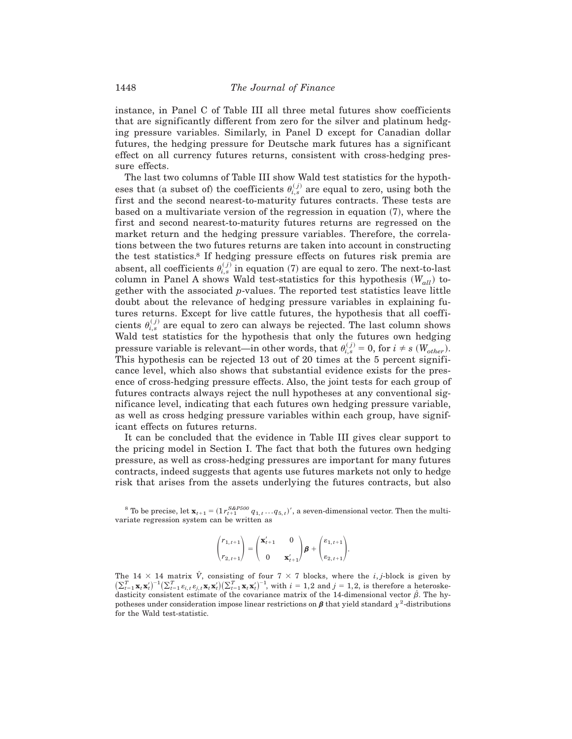instance, in Panel C of Table III all three metal futures show coefficients that are significantly different from zero for the silver and platinum hedging pressure variables. Similarly, in Panel D except for Canadian dollar futures, the hedging pressure for Deutsche mark futures has a significant effect on all currency futures returns, consistent with cross-hedging pressure effects.

The last two columns of Table III show Wald test statistics for the hypotheses that (a subset of) the coefficients $\theta_{i,s}^{(j)}$ are equal to zero, using both the first and the second nearest-to-maturity futures contracts. These tests are based on a multivariate version of the regression in equation (7), where the first and second nearest-to-maturity futures returns are regressed on the market return and the hedging pressure variables. Therefore, the correlations between the two futures returns are taken into account in constructing the test statistics.[8] If hedging pressure effects on futures risk premia are absent, all coefficients $\theta_{i,s}^{(j)}$ in equation (7) are equal to zero. The next-to-last column in Panel A shows Wald test-statistics for this hypothesis ($W_{all}$) together with the associated $p$-values. The reported test statistics leave little doubt about the relevance of hedging pressure variables in explaining futures returns. Except for live cattle futures, the hypothesis that all coefficients $\theta_{i,s}^{(j)}$ are equal to zero can always be rejected. The last column shows Wald test statistics for the hypothesis that only the futures own hedging pressure variable is relevant—in other words, that $\theta_{i,s}^{(j)} = 0$, for $i \neq s$ ($W_{other}$). This hypothesis can be rejected 13 out of 20 times at the 5 percent significance level, which also shows that substantial evidence exists for the presence of cross-hedging pressure effects. Also, the joint tests for each group of futures contracts always reject the null hypotheses at any conventional significance level, indicating that each futures own hedging pressure variable, as well as cross hedging pressure variables within each group, have significant effects on futures returns.

It can be concluded that the evidence in Table III gives clear support to the pricing model in Section I. The fact that both the futures own hedging pressure, as well as cross-hedging pressures are important for many futures contracts, indeed suggests that agents use futures markets not only to hedge risk that arises from the assets underlying the futures contracts, but also

[8] To be precise, let $\mathbf{x}_{t+1} = (1\, r_{t+1}^{S\&P500}\, q_{1,t} \ldots q_{5,t})'$, a seven-dimensional vector. Then the multivariate regression system can be written as

$$\begin{pmatrix} r_{1,t+1} \\ r_{2,t+1} \end{pmatrix} = \begin{pmatrix} \mathbf{x}'_{t+1} & 0 \\ 0 & \mathbf{x}'_{t+1} \end{pmatrix} \boldsymbol{\beta} + \begin{pmatrix} \varepsilon_{1,t+1} \\ \varepsilon_{2,t+1} \end{pmatrix}.$$

The $14 \times 14$ matrix $\hat{V}$, consisting of four $7 \times 7$ blocks, where the $i,j$-block is given by $\left(\sum_{t=1}^{T} \mathbf{x}_t \mathbf{x}'_t\right)^{-1} \left(\sum_{t=1}^{T} \varepsilon_{i,t} \varepsilon_{j,t} \mathbf{x}_t \mathbf{x}'_t\right) \left(\sum_{t=1}^{T} \mathbf{x}_t \mathbf{x}'_t\right)^{-1}$, with $i = 1,2$ and $j = 1,2$, is therefore a heteroskedasticity consistent estimate of the covariance matrix of the 14-dimensional vector $\hat{\beta}$. The hypotheses under consideration impose linear restrictions on $\boldsymbol{\beta}$ that yield standard $\chi^2$-distributions for the Wald test-statistic.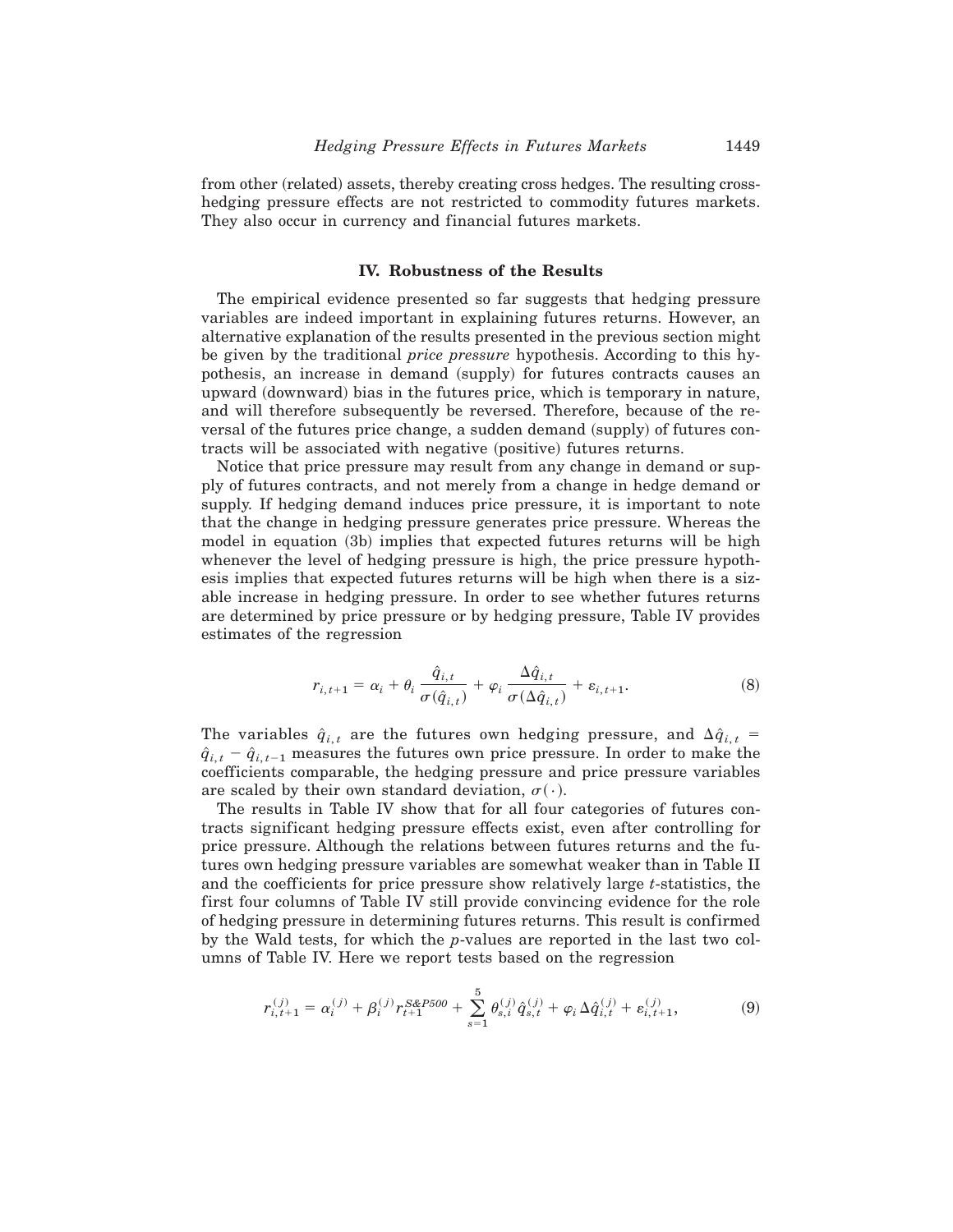from other (related) assets, thereby creating cross hedges. The resulting cross-hedging pressure effects are not restricted to commodity futures markets. They also occur in currency and financial futures markets.

## IV. Robustness of the Results

The empirical evidence presented so far suggests that hedging pressure variables are indeed important in explaining futures returns. However, an alternative explanation of the results presented in the previous section might be given by the traditional *price pressure* hypothesis. According to this hypothesis, an increase in demand (supply) for futures contracts causes an upward (downward) bias in the futures price, which is temporary in nature, and will therefore subsequently be reversed. Therefore, because of the reversal of the futures price change, a sudden demand (supply) of futures contracts will be associated with negative (positive) futures returns.

Notice that price pressure may result from any change in demand or supply of futures contracts, and not merely from a change in hedge demand or supply. If hedging demand induces price pressure, it is important to note that the change in hedging pressure generates price pressure. Whereas the model in equation (3b) implies that expected futures returns will be high whenever the level of hedging pressure is high, the price pressure hypothesis implies that expected futures returns will be high when there is a sizable increase in hedging pressure. In order to see whether futures returns are determined by price pressure or by hedging pressure, Table IV provides estimates of the regression

$$r_{i,t+1} = \alpha_i + \theta_i \frac{\hat{q}_{i,t}}{\sigma(\hat{q}_{i,t})} + \varphi_i \frac{\Delta \hat{q}_{i,t}}{\sigma(\Delta \hat{q}_{i,t})} + \varepsilon_{i,t+1}. \tag{8}$$

The variables $\hat{q}_{i,t}$ are the futures own hedging pressure, and $\Delta \hat{q}_{i,t} = \hat{q}_{i,t} - \hat{q}_{i,t-1}$ measures the futures own price pressure. In order to make the coefficients comparable, the hedging pressure and price pressure variables are scaled by their own standard deviation, $\sigma(\cdot)$.

The results in Table IV show that for all four categories of futures contracts significant hedging pressure effects exist, even after controlling for price pressure. Although the relations between futures returns and the futures own hedging pressure variables are somewhat weaker than in Table II and the coefficients for price pressure show relatively large $t$-statistics, the first four columns of Table IV still provide convincing evidence for the role of hedging pressure in determining futures returns. This result is confirmed by the Wald tests, for which the $p$-values are reported in the last two columns of Table IV. Here we report tests based on the regression

$$r_{i,t+1}^{(j)} = \alpha_i^{(j)} + \beta_i^{(j)} r_{t+1}^{S\&P500} + \sum_{s=1}^{5} \theta_{s,i}^{(j)} \hat{q}_{s,t}^{(j)} + \varphi_i \Delta \hat{q}_{i,t}^{(j)} + \varepsilon_{i,t+1}^{(j)}, \tag{9}$$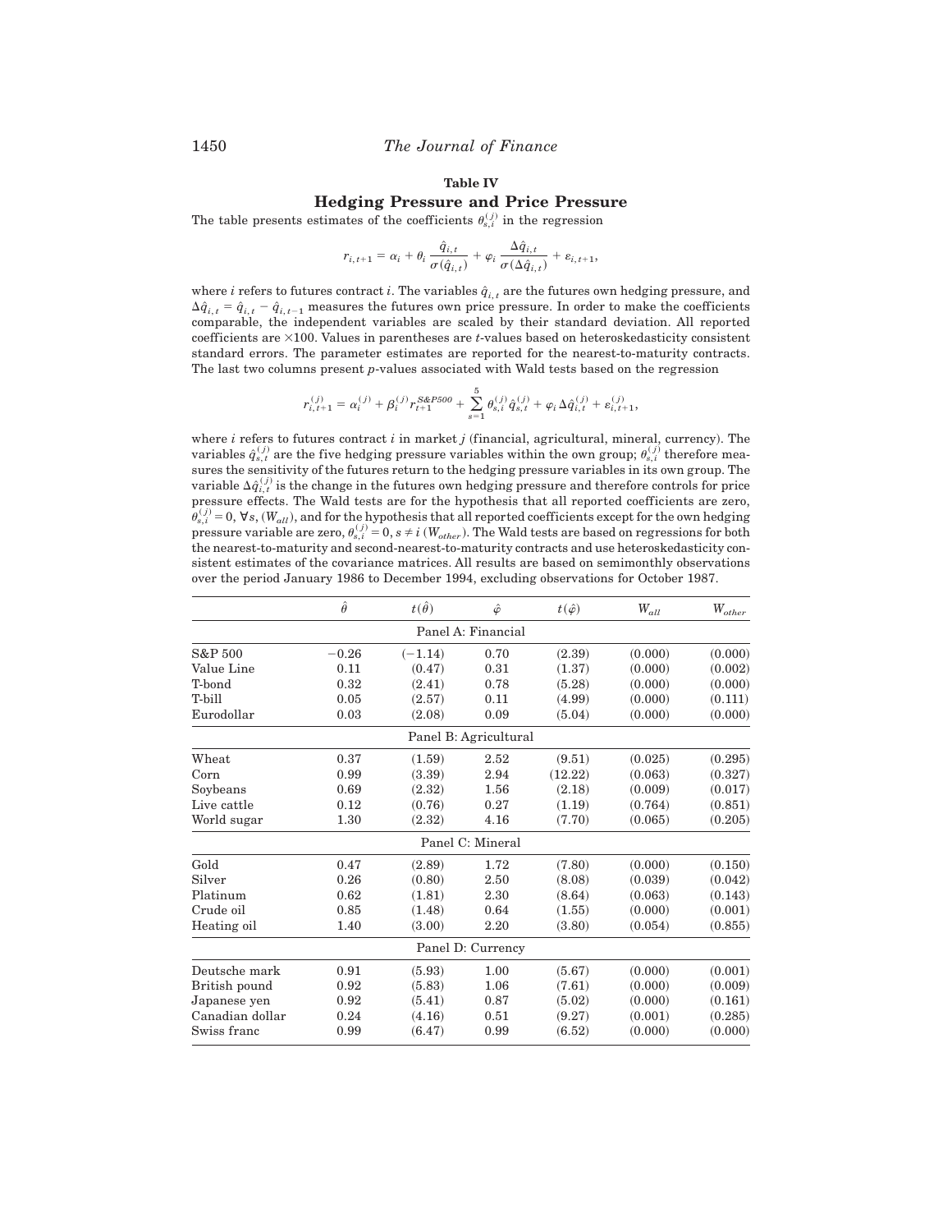**Table IV**

**Hedging Pressure and Price Pressure**

The table presents estimates of the coefficients $\theta_{s,i}^{(j)}$ in the regression

$$r_{i,t+1} = \alpha_i + \theta_i \frac{\hat{q}_{i,t}}{\sigma(\hat{q}_{i,t})} + \varphi_i \frac{\Delta \hat{q}_{i,t}}{\sigma(\Delta \hat{q}_{i,t})} + \varepsilon_{i,t+1},$$

where $i$ refers to futures contract $i$. The variables $\hat{q}_{i,t}$ are the futures own hedging pressure, and $\Delta \hat{q}_{i,t} = \hat{q}_{i,t} - \hat{q}_{i,t-1}$ measures the futures own price pressure. In order to make the coefficients comparable, the independent variables are scaled by their standard deviation. All reported coefficients are $\times 100$. Values in parentheses are $t$-values based on heteroskedasticity consistent standard errors. The parameter estimates are reported for the nearest-to-maturity contracts. The last two columns present $p$-values associated with Wald tests based on the regression

$$r_{i,t+1}^{(j)} = \alpha_i^{(j)} + \beta_i^{(j)} r_{t+1}^{S\&P500} + \sum_{s=1}^{5} \theta_{s,i}^{(j)} \hat{q}_{s,t}^{(j)} + \varphi_i \Delta \hat{q}_{i,t}^{(j)} + \varepsilon_{i,t+1}^{(j)},$$

where $i$ refers to futures contract $i$ in market $j$ (financial, agricultural, mineral, currency). The variables $\hat{q}_{s,t}^{(j)}$ are the five hedging pressure variables within the own group; $\theta_{s,i}^{(j)}$ therefore measures the sensitivity of the futures return to the hedging pressure variables in its own group. The variable $\Delta \hat{q}_{i,t}^{(j)}$ is the change in the futures own hedging pressure and therefore controls for price pressure effects. The Wald tests are for the hypothesis that all reported coefficients are zero, $\theta_{s,i}^{(j)} = 0, \forall s$, ($W_{all}$), and for the hypothesis that all reported coefficients except for the own hedging pressure variable are zero, $\theta_{s,i}^{(j)} = 0, s \neq i$ ($W_{other}$). The Wald tests are based on regressions for both the nearest-to-maturity and second-nearest-to-maturity contracts and use heteroskedasticity consistent estimates of the covariance matrices. All results are based on semimonthly observations over the period January 1986 to December 1994, excluding observations for October 1987.

| | $\hat{\theta}$ | $t(\hat{\theta})$ | $\hat{\varphi}$ | $t(\hat{\varphi})$ | $W_{all}$ | $W_{other}$ |
|---|---|---|---|---|---|---|
| **Panel A: Financial** | | | | | | |
| S&P 500 | −0.26 | (−1.14) | 0.70 | (2.39) | (0.000) | (0.000) |
| Value Line | 0.11 | (0.47) | 0.31 | (1.37) | (0.000) | (0.002) |
| T-bond | 0.32 | (2.41) | 0.78 | (5.28) | (0.000) | (0.000) |
| T-bill | 0.05 | (2.57) | 0.11 | (4.99) | (0.000) | (0.111) |
| Eurodollar | 0.03 | (2.08) | 0.09 | (5.04) | (0.000) | (0.000) |
| **Panel B: Agricultural** | | | | | | |
| Wheat | 0.37 | (1.59) | 2.52 | (9.51) | (0.025) | (0.295) |
| Corn | 0.99 | (3.39) | 2.94 | (12.22) | (0.063) | (0.327) |
| Soybeans | 0.69 | (2.32) | 1.56 | (2.18) | (0.009) | (0.017) |
| Live cattle | 0.12 | (0.76) | 0.27 | (1.19) | (0.764) | (0.851) |
| World sugar | 1.30 | (2.32) | 4.16 | (7.70) | (0.065) | (0.205) |
| **Panel C: Mineral** | | | | | | |
| Gold | 0.47 | (2.89) | 1.72 | (7.80) | (0.000) | (0.150) |
| Silver | 0.26 | (0.80) | 2.50 | (8.08) | (0.039) | (0.042) |
| Platinum | 0.62 | (1.81) | 2.30 | (8.64) | (0.063) | (0.143) |
| Crude oil | 0.85 | (1.48) | 0.64 | (1.55) | (0.000) | (0.001) |
| Heating oil | 1.40 | (3.00) | 2.20 | (3.80) | (0.054) | (0.855) |
| **Panel D: Currency** | | | | | | |
| Deutsche mark | 0.91 | (5.93) | 1.00 | (5.67) | (0.000) | (0.001) |
| British pound | 0.92 | (5.83) | 1.06 | (7.61) | (0.000) | (0.009) |
| Japanese yen | 0.92 | (5.41) | 0.87 | (5.02) | (0.000) | (0.161) |
| Canadian dollar | 0.24 | (4.16) | 0.51 | (9.27) | (0.001) | (0.285) |
| Swiss franc | 0.99 | (6.47) | 0.99 | (6.52) | (0.000) | (0.000) |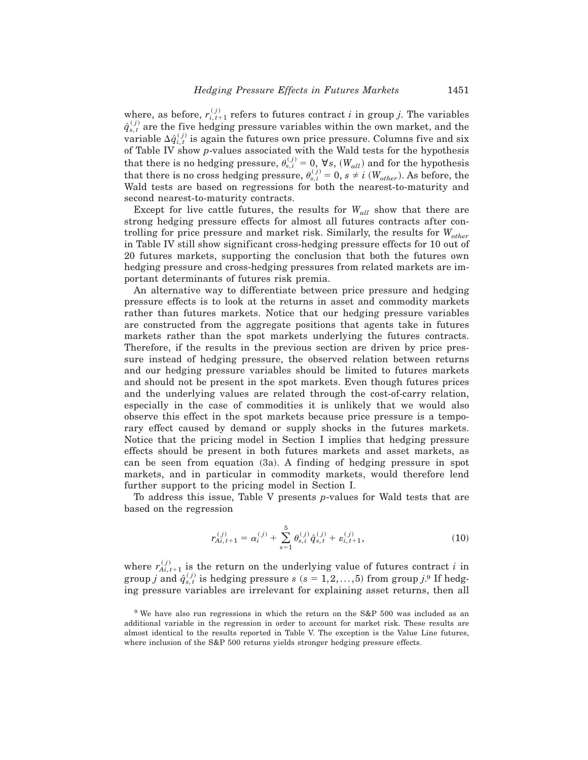where, as before, $r_{i,t+1}^{(j)}$ refers to futures contract $i$ in group $j$. The variables $\hat{q}_{s,t}^{(j)}$ are the five hedging pressure variables within the own market, and the variable $\Delta\hat{q}_{i,t}^{(j)}$ is again the futures own price pressure. Columns five and six of Table IV show $p$-values associated with the Wald tests for the hypothesis that there is no hedging pressure, $\theta_{s,i}^{(j)} = 0$, $\forall s$, ($W_{all}$) and for the hypothesis that there is no cross hedging pressure, $\theta_{s,i}^{(j)} = 0$, $s \neq i$ ($W_{other}$). As before, the Wald tests are based on regressions for both the nearest-to-maturity and second nearest-to-maturity contracts.

Except for live cattle futures, the results for $W_{all}$ show that there are strong hedging pressure effects for almost all futures contracts after controlling for price pressure and market risk. Similarly, the results for $W_{other}$ in Table IV still show significant cross-hedging pressure effects for 10 out of 20 futures markets, supporting the conclusion that both the futures own hedging pressure and cross-hedging pressures from related markets are important determinants of futures risk premia.

An alternative way to differentiate between price pressure and hedging pressure effects is to look at the returns in asset and commodity markets rather than futures markets. Notice that our hedging pressure variables are constructed from the aggregate positions that agents take in futures markets rather than the spot markets underlying the futures contracts. Therefore, if the results in the previous section are driven by price pressure instead of hedging pressure, the observed relation between returns and our hedging pressure variables should be limited to futures markets and should not be present in the spot markets. Even though futures prices and the underlying values are related through the cost-of-carry relation, especially in the case of commodities it is unlikely that we would also observe this effect in the spot markets because price pressure is a temporary effect caused by demand or supply shocks in the futures markets. Notice that the pricing model in Section I implies that hedging pressure effects should be present in both futures markets and asset markets, as can be seen from equation (3a). A finding of hedging pressure in spot markets, and in particular in commodity markets, would therefore lend further support to the pricing model in Section I.

To address this issue, Table V presents $p$-values for Wald tests that are based on the regression

$$r_{Ai,t+1}^{(j)} = \alpha_i^{(j)} + \sum_{s=1}^{5} \theta_{s,i}^{(j)} \hat{q}_{s,t}^{(j)} + \varepsilon_{i,t+1}^{(j)}, \tag{10}$$

where $r_{Ai,t+1}^{(j)}$ is the return on the underlying value of futures contract $i$ in group $j$ and $\hat{q}_{s,t}^{(j)}$ is hedging pressure $s$ ($s = 1, 2, \ldots, 5$) from group $j$.[9] If hedging pressure variables are irrelevant for explaining asset returns, then all

[9] We have also run regressions in which the return on the S&P 500 was included as an additional variable in the regression in order to account for market risk. These results are almost identical to the results reported in Table V. The exception is the Value Line futures, where inclusion of the S&P 500 returns yields stronger hedging pressure effects.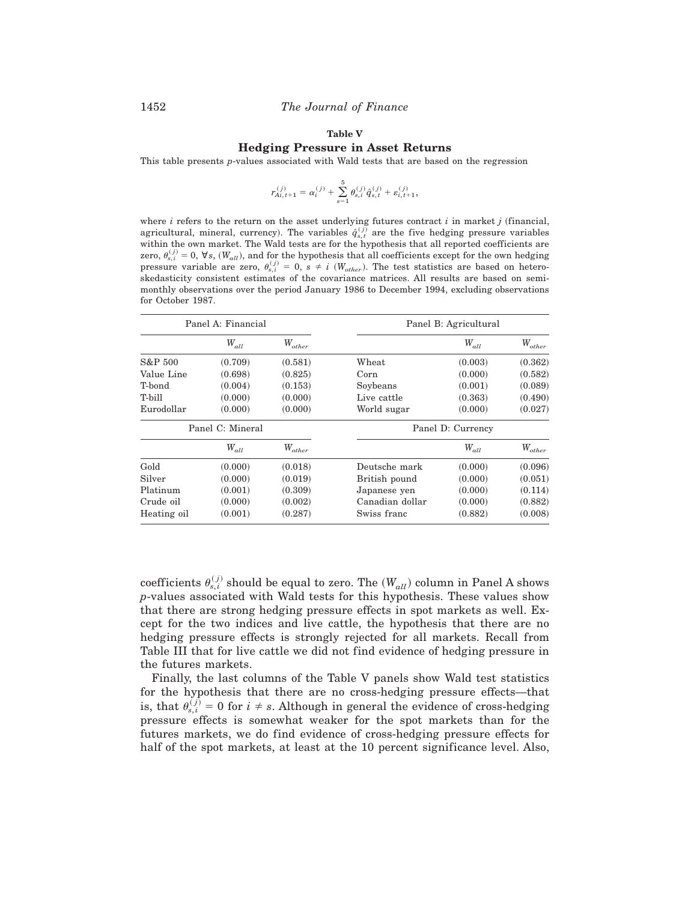**Table V**

**Hedging Pressure in Asset Returns**

This table presents *p*-values associated with Wald tests that are based on the regression

$$r_{Ai,t+1}^{(j)} = \alpha_i^{(j)} + \sum_{s=1}^{5} \theta_{s,i}^{(j)} \hat{q}_{s,t}^{(j)} + \varepsilon_{i,t+1}^{(j)},$$

where $i$ refers to the return on the asset underlying futures contract $i$ in market $j$ (financial, agricultural, mineral, currency). The variables $\hat{q}_{s,t}^{(j)}$ are the five hedging pressure variables within the own market. The Wald tests are for the hypothesis that all reported coefficients are zero, $\theta_{s,i}^{(j)} = 0$, $\forall s$, ($W_{all}$), and for the hypothesis that all coefficients except for the own hedging pressure variable are zero, $\theta_{s,i}^{(j)} = 0$, $s \neq i$ ($W_{other}$). The test statistics are based on heteroskedasticity consistent estimates of the covariance matrices. All results are based on semimonthly observations over the period January 1986 to December 1994, excluding observations for October 1987.

| Panel A: Financial | | | Panel B: Agricultural | | |
|---|---|---|---|---|---|
| | $W_{all}$ | $W_{other}$ | | $W_{all}$ | $W_{other}$ |
| S&P 500 | (0.709) | (0.581) | Wheat | (0.003) | (0.362) |
| Value Line | (0.698) | (0.825) | Corn | (0.000) | (0.582) |
| T-bond | (0.004) | (0.153) | Soybeans | (0.001) | (0.089) |
| T-bill | (0.000) | (0.000) | Live cattle | (0.363) | (0.490) |
| Eurodollar | (0.000) | (0.000) | World sugar | (0.000) | (0.027) |
| **Panel C: Mineral** | | | **Panel D: Currency** | | |
| | $W_{all}$ | $W_{other}$ | | $W_{all}$ | $W_{other}$ |
| Gold | (0.000) | (0.018) | Deutsche mark | (0.000) | (0.096) |
| Silver | (0.000) | (0.019) | British pound | (0.000) | (0.051) |
| Platinum | (0.001) | (0.309) | Japanese yen | (0.000) | (0.114) |
| Crude oil | (0.000) | (0.002) | Canadian dollar | (0.000) | (0.882) |
| Heating oil | (0.001) | (0.287) | Swiss franc | (0.882) | (0.008) |

coefficients $\theta_{s,i}^{(j)}$ should be equal to zero. The ($W_{all}$) column in Panel A shows *p*-values associated with Wald tests for this hypothesis. These values show that there are strong hedging pressure effects in spot markets as well. Except for the two indices and live cattle, the hypothesis that there are no hedging pressure effects is strongly rejected for all markets. Recall from Table III that for live cattle we did not find evidence of hedging pressure in the futures markets.

Finally, the last columns of the Table V panels show Wald test statistics for the hypothesis that there are no cross-hedging pressure effects—that is, that $\theta_{s,i}^{(j)} = 0$ for $i \neq s$. Although in general the evidence of cross-hedging pressure effects is somewhat weaker for the spot markets than for the futures markets, we do find evidence of cross-hedging pressure effects for half of the spot markets, at least at the 10 percent significance level. Also,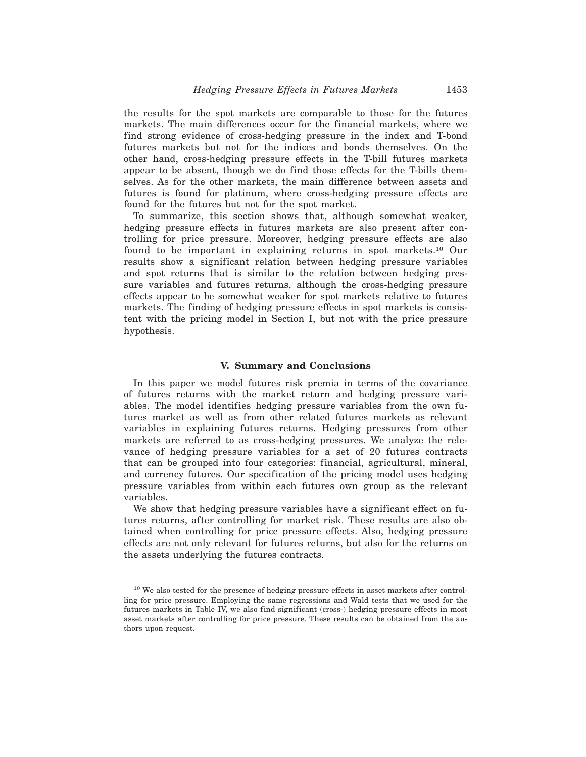the results for the spot markets are comparable to those for the futures markets. The main differences occur for the financial markets, where we find strong evidence of cross-hedging pressure in the index and T-bond futures markets but not for the indices and bonds themselves. On the other hand, cross-hedging pressure effects in the T-bill futures markets appear to be absent, though we do find those effects for the T-bills themselves. As for the other markets, the main difference between assets and futures is found for platinum, where cross-hedging pressure effects are found for the futures but not for the spot market.

To summarize, this section shows that, although somewhat weaker, hedging pressure effects in futures markets are also present after controlling for price pressure. Moreover, hedging pressure effects are also found to be important in explaining returns in spot markets.[10] Our results show a significant relation between hedging pressure variables and spot returns that is similar to the relation between hedging pressure variables and futures returns, although the cross-hedging pressure effects appear to be somewhat weaker for spot markets relative to futures markets. The finding of hedging pressure effects in spot markets is consistent with the pricing model in Section I, but not with the price pressure hypothesis.

## V. Summary and Conclusions

In this paper we model futures risk premia in terms of the covariance of futures returns with the market return and hedging pressure variables. The model identifies hedging pressure variables from the own futures market as well as from other related futures markets as relevant variables in explaining futures returns. Hedging pressures from other markets are referred to as cross-hedging pressures. We analyze the relevance of hedging pressure variables for a set of 20 futures contracts that can be grouped into four categories: financial, agricultural, mineral, and currency futures. Our specification of the pricing model uses hedging pressure variables from within each futures own group as the relevant variables.

We show that hedging pressure variables have a significant effect on futures returns, after controlling for market risk. These results are also obtained when controlling for price pressure effects. Also, hedging pressure effects are not only relevant for futures returns, but also for the returns on the assets underlying the futures contracts.

[10] We also tested for the presence of hedging pressure effects in asset markets after controlling for price pressure. Employing the same regressions and Wald tests that we used for the futures markets in Table IV, we also find significant (cross-) hedging pressure effects in most asset markets after controlling for price pressure. These results can be obtained from the authors upon request.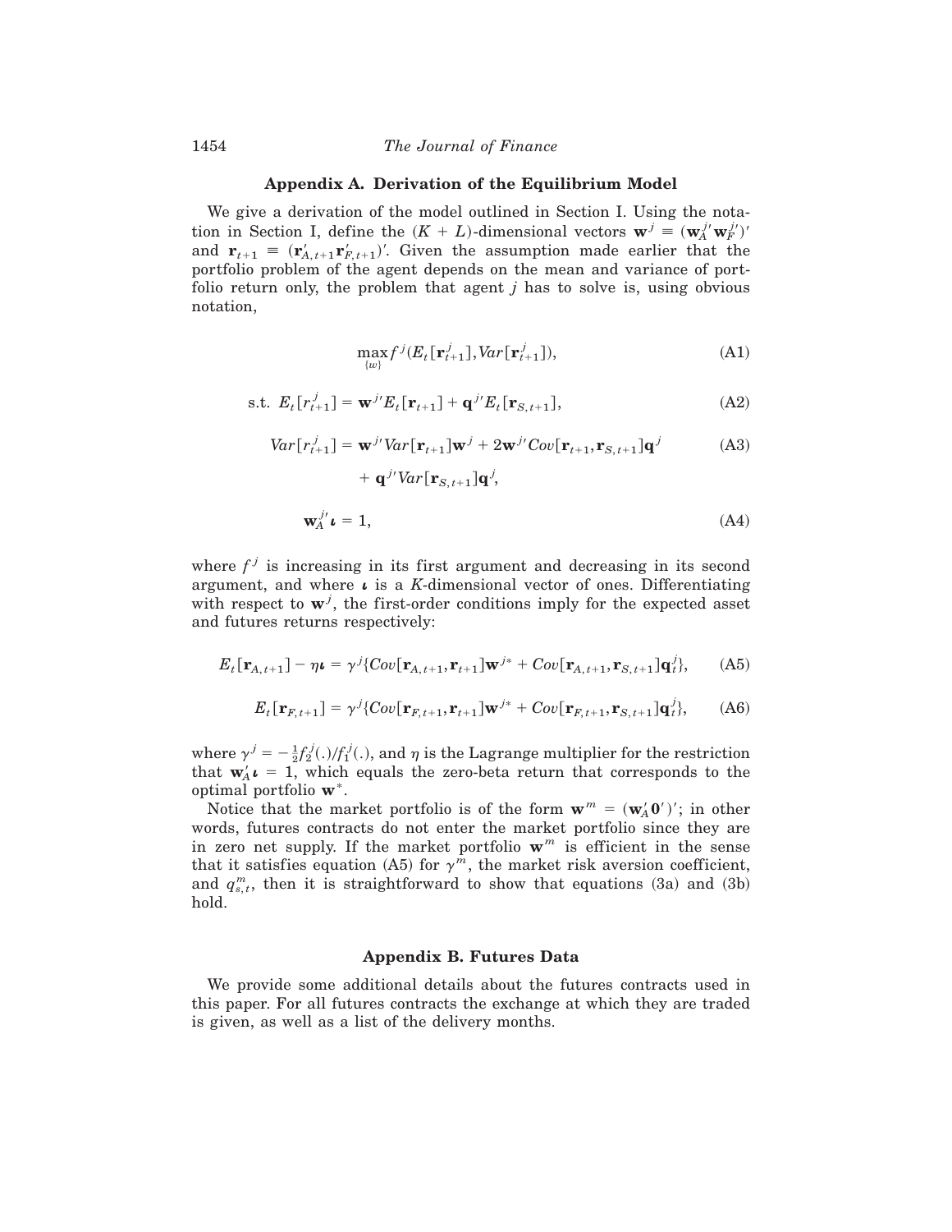## Appendix A. Derivation of the Equilibrium Model

We give a derivation of the model outlined in Section I. Using the notation in Section I, define the $(K + L)$-dimensional vectors $\mathbf{w}^j \equiv (\mathbf{w}_A^{j\prime} \mathbf{w}_F^{j\prime})'$ and $\mathbf{r}_{t+1} \equiv (\mathbf{r}'_{A,t+1} \mathbf{r}'_{F,t+1})'$. Given the assumption made earlier that the portfolio problem of the agent depends on the mean and variance of portfolio return only, the problem that agent $j$ has to solve is, using obvious notation,

$$\max_{\{w\}} f^j(E_t[\mathbf{r}_{t+1}^j], Var[\mathbf{r}_{t+1}^j]), \tag{A1}$$

$$\text{s.t. } E_t[r_{t+1}^j] = \mathbf{w}^{j\prime} E_t[\mathbf{r}_{t+1}] + \mathbf{q}^{j\prime} E_t[\mathbf{r}_{S,t+1}], \tag{A2}$$

$$Var[r_{t+1}^j] = \mathbf{w}^{j\prime} Var[\mathbf{r}_{t+1}] \mathbf{w}^j + 2\mathbf{w}^{j\prime} Cov[\mathbf{r}_{t+1}, \mathbf{r}_{S,t+1}] \mathbf{q}^j + \mathbf{q}^{j\prime} Var[\mathbf{r}_{S,t+1}] \mathbf{q}^j, \tag{A3}$$

$$\mathbf{w}_A^{j\prime} \boldsymbol{\iota} = 1, \tag{A4}$$

where $f^j$ is increasing in its first argument and decreasing in its second argument, and where $\boldsymbol{\iota}$ is a $K$-dimensional vector of ones. Differentiating with respect to $\mathbf{w}^j$, the first-order conditions imply for the expected asset and futures returns respectively:

$$E_t[\mathbf{r}_{A,t+1}] - \eta \boldsymbol{\iota} = \gamma^j \{Cov[\mathbf{r}_{A,t+1}, \mathbf{r}_{t+1}] \mathbf{w}^{j*} + Cov[\mathbf{r}_{A,t+1}, \mathbf{r}_{S,t+1}] \mathbf{q}_t^j\}, \tag{A5}$$

$$E_t[\mathbf{r}_{F,t+1}] = \gamma^j \{Cov[\mathbf{r}_{F,t+1}, \mathbf{r}_{t+1}] \mathbf{w}^{j*} + Cov[\mathbf{r}_{F,t+1}, \mathbf{r}_{S,t+1}] \mathbf{q}_t^j\}, \tag{A6}$$

where $\gamma^j = -\frac{1}{2} f_2^j(.)/f_1^j(.)$, and $\eta$ is the Lagrange multiplier for the restriction that $\mathbf{w}_A' \boldsymbol{\iota} = 1$, which equals the zero-beta return that corresponds to the optimal portfolio $\mathbf{w}^*$.

Notice that the market portfolio is of the form $\mathbf{w}^m = (\mathbf{w}_A' \mathbf{0}')'$; in other words, futures contracts do not enter the market portfolio since they are in zero net supply. If the market portfolio $\mathbf{w}^m$ is efficient in the sense that it satisfies equation (A5) for $\gamma^m$, the market risk aversion coefficient, and $q_{s,t}^m$, then it is straightforward to show that equations (3a) and (3b) hold.

## Appendix B. Futures Data

We provide some additional details about the futures contracts used in this paper. For all futures contracts the exchange at which they are traded is given, as well as a list of the delivery months.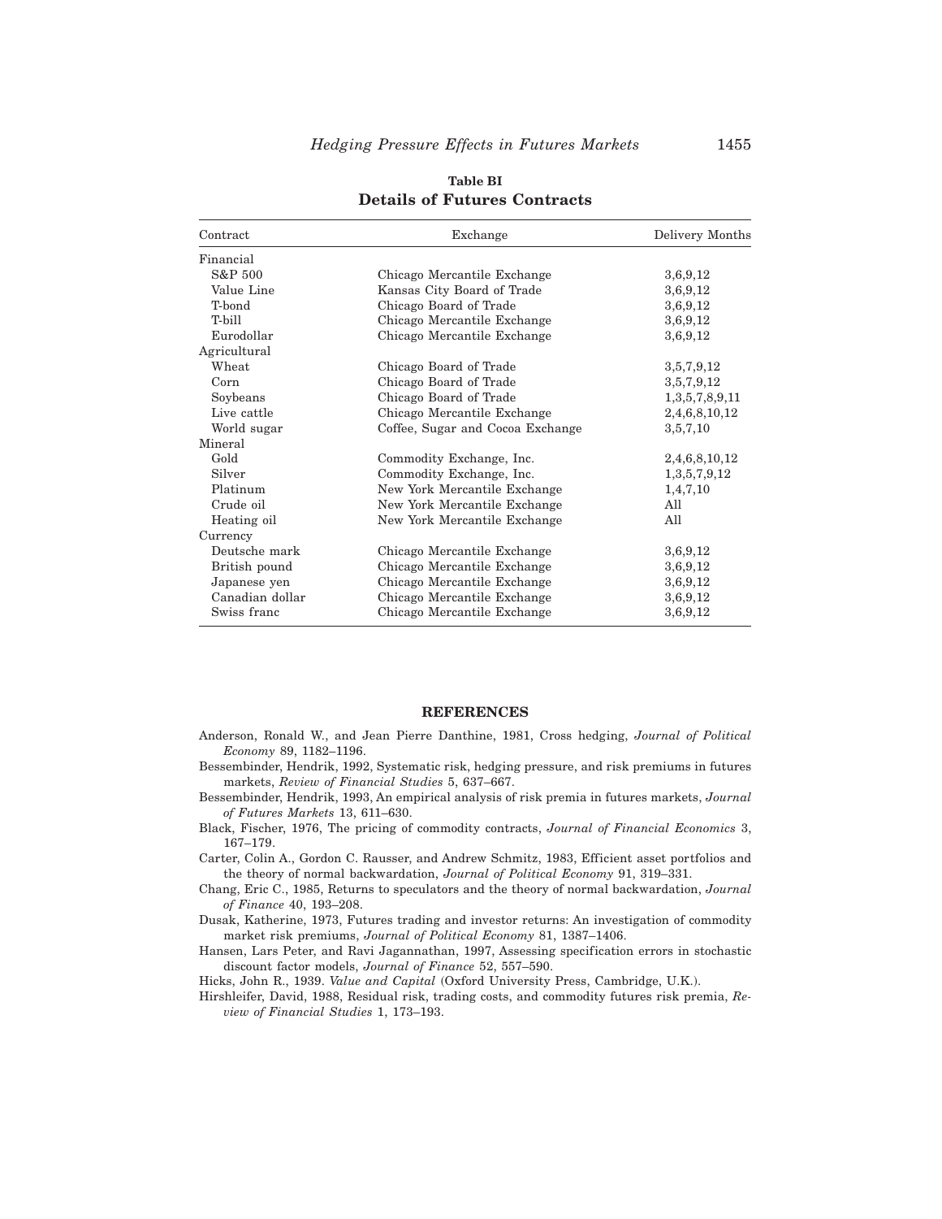**Table BI**
**Details of Futures Contracts**

| Contract | Exchange | Delivery Months |
|---|---|---|
| Financial | | |
| S&P 500 | Chicago Mercantile Exchange | 3,6,9,12 |
| Value Line | Kansas City Board of Trade | 3,6,9,12 |
| T-bond | Chicago Board of Trade | 3,6,9,12 |
| T-bill | Chicago Mercantile Exchange | 3,6,9,12 |
| Eurodollar | Chicago Mercantile Exchange | 3,6,9,12 |
| Agricultural | | |
| Wheat | Chicago Board of Trade | 3,5,7,9,12 |
| Corn | Chicago Board of Trade | 3,5,7,9,12 |
| Soybeans | Chicago Board of Trade | 1,3,5,7,8,9,11 |
| Live cattle | Chicago Mercantile Exchange | 2,4,6,8,10,12 |
| World sugar | Coffee, Sugar and Cocoa Exchange | 3,5,7,10 |
| Mineral | | |
| Gold | Commodity Exchange, Inc. | 2,4,6,8,10,12 |
| Silver | Commodity Exchange, Inc. | 1,3,5,7,9,12 |
| Platinum | New York Mercantile Exchange | 1,4,7,10 |
| Crude oil | New York Mercantile Exchange | All |
| Heating oil | New York Mercantile Exchange | All |
| Currency | | |
| Deutsche mark | Chicago Mercantile Exchange | 3,6,9,12 |
| British pound | Chicago Mercantile Exchange | 3,6,9,12 |
| Japanese yen | Chicago Mercantile Exchange | 3,6,9,12 |
| Canadian dollar | Chicago Mercantile Exchange | 3,6,9,12 |
| Swiss franc | Chicago Mercantile Exchange | 3,6,9,12 |

## REFERENCES

Anderson, Ronald W., and Jean Pierre Danthine, 1981, Cross hedging, *Journal of Political Economy* 89, 1182–1196.

Bessembinder, Hendrik, 1992, Systematic risk, hedging pressure, and risk premiums in futures markets, *Review of Financial Studies* 5, 637–667.

Bessembinder, Hendrik, 1993, An empirical analysis of risk premia in futures markets, *Journal of Futures Markets* 13, 611–630.

Black, Fischer, 1976, The pricing of commodity contracts, *Journal of Financial Economics* 3, 167–179.

Carter, Colin A., Gordon C. Rausser, and Andrew Schmitz, 1983, Efficient asset portfolios and the theory of normal backwardation, *Journal of Political Economy* 91, 319–331.

Chang, Eric C., 1985, Returns to speculators and the theory of normal backwardation, *Journal of Finance* 40, 193–208.

Dusak, Katherine, 1973, Futures trading and investor returns: An investigation of commodity market risk premiums, *Journal of Political Economy* 81, 1387–1406.

Hansen, Lars Peter, and Ravi Jagannathan, 1997, Assessing specification errors in stochastic discount factor models, *Journal of Finance* 52, 557–590.

Hicks, John R., 1939. *Value and Capital* (Oxford University Press, Cambridge, U.K.).

Hirshleifer, David, 1988, Residual risk, trading costs, and commodity futures risk premia, *Review of Financial Studies* 1, 173–193.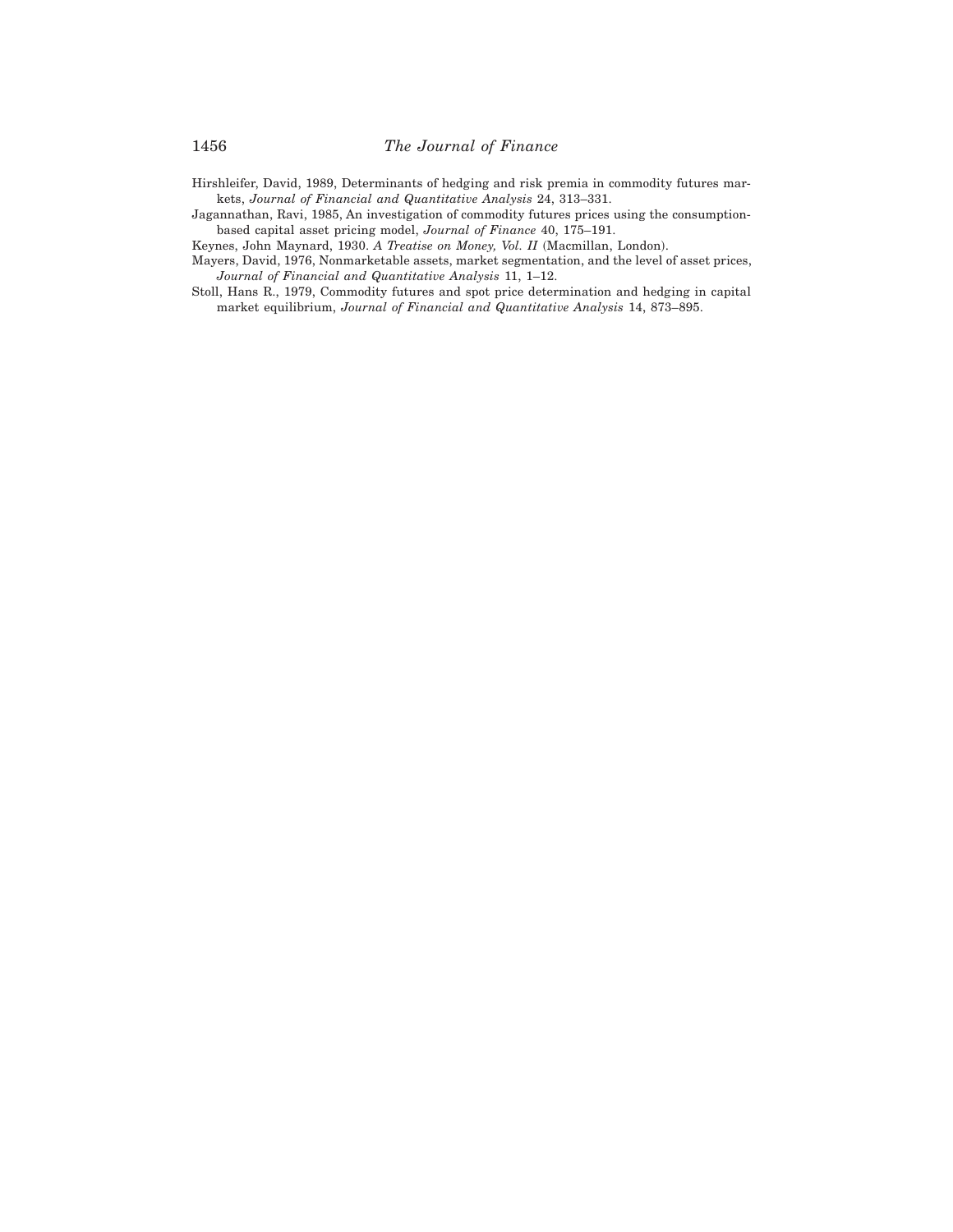Hirshleifer, David, 1989, Determinants of hedging and risk premia in commodity futures markets, *Journal of Financial and Quantitative Analysis* 24, 313–331.

Jagannathan, Ravi, 1985, An investigation of commodity futures prices using the consumption-based capital asset pricing model, *Journal of Finance* 40, 175–191.

Keynes, John Maynard, 1930. *A Treatise on Money, Vol. II* (Macmillan, London).

Mayers, David, 1976, Nonmarketable assets, market segmentation, and the level of asset prices, *Journal of Financial and Quantitative Analysis* 11, 1–12.

Stoll, Hans R., 1979, Commodity futures and spot price determination and hedging in capital market equilibrium, *Journal of Financial and Quantitative Analysis* 14, 873–895.